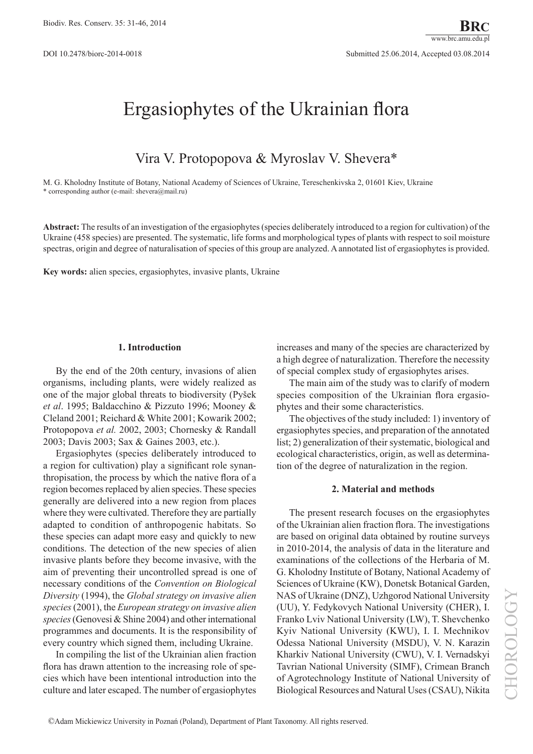DOI 10.2478/biorc-2014-0018

Submitted 25.06.2014, Accepted 03.08.2014

# Ergasiophytes of the Ukrainian flora

Vira V. Protopopova & Myroslav V. Shevera*

M. G. Kholodny Institute of Botany, National Academy of Sciences of Ukraine, Tereschenkivska 2, 01601 Kiev, Ukraine
* corresponding author (e-mail: shevera@mail.ru)

**Abstract:** The results of an investigation of the ergasiophytes (species deliberately introduced to a region for cultivation) of the Ukraine (458 species) are presented. The systematic, life forms and morphological types of plants with respect to soil moisture spectras, origin and degree of naturalisation of species of this group are analyzed. A annotated list of ergasiophytes is provided.

**Key words:** alien species, ergasiophytes, invasive plants, Ukraine

## 1. Introduction

By the end of the 20th century, invasions of alien organisms, including plants, were widely realized as one of the major global threats to biodiversity (Pyšek *et al*. 1995; Baldacchino & Pizzuto 1996; Mooney & Cleland 2001; Reichard & White 2001; Kowarik 2002; Protopopova *et al.* 2002, 2003; Chornesky & Randall 2003; Davis 2003; Sax & Gaines 2003, etc.).

Ergasiophytes (species deliberately introduced to a region for cultivation) play a significant role synanthropisation, the process by which the native flora of a region becomes replaced by alien species. These species generally are delivered into a new region from places where they were cultivated. Therefore they are partially adapted to condition of anthropogenic habitats. So these species can adapt more easy and quickly to new conditions. The detection of the new species of alien invasive plants before they become invasive, with the aim of preventing their uncontrolled spread is one of necessary conditions of the *Convention on Biological Diversity* (1994), the *Global strategy on invasive alien species* (2001), the *European strategy on invasive alien species* (Genovesi & Shine 2004) and other international programmes and documents. It is the responsibility of every country which signed them, including Ukraine.

In compiling the list of the Ukrainian alien fraction flora has drawn attention to the increasing role of species which have been intentional introduction into the culture and later escaped. The number of ergasiophytes increases and many of the species are characterized by a high degree of naturalization. Therefore the necessity of special complex study of ergasiophytes arises.

The main aim of the study was to clarify of modern species composition of the Ukrainian flora ergasiophytes and their some characteristics.

The objectives of the study included: 1) inventory of ergasiophytes species, and preparation of the annotated list; 2) generalization of their systematic, biological and ecological characteristics, origin, as well as determination of the degree of naturalization in the region.

## 2. Material and methods

The present research focuses on the ergasiophytes of the Ukrainian alien fraction flora. The investigations are based on original data obtained by routine surveys in 2010-2014, the analysis of data in the literature and examinations of the collections of the Herbaria of M. G. Kholodny Institute of Botany, National Academy of Sciences of Ukraine (KW), Donetsk Botanical Garden, NAS of Ukraine (DNZ), Uzhgorod National University (UU), Y. Fedykovych National University (CHER), I. Franko Lviv National University (LW), T. Shevchenko Kyiv National University (KWU), I. I. Mechnikov Odessa National University (MSDU), V. N. Karazin Kharkiv National University (CWU), V. I. Vernadskyi Tavrian National University (SIMF), Crimean Branch of Agrotechnology Institute of National University of Biological Resources and Natural Uses (CSAU), Nikita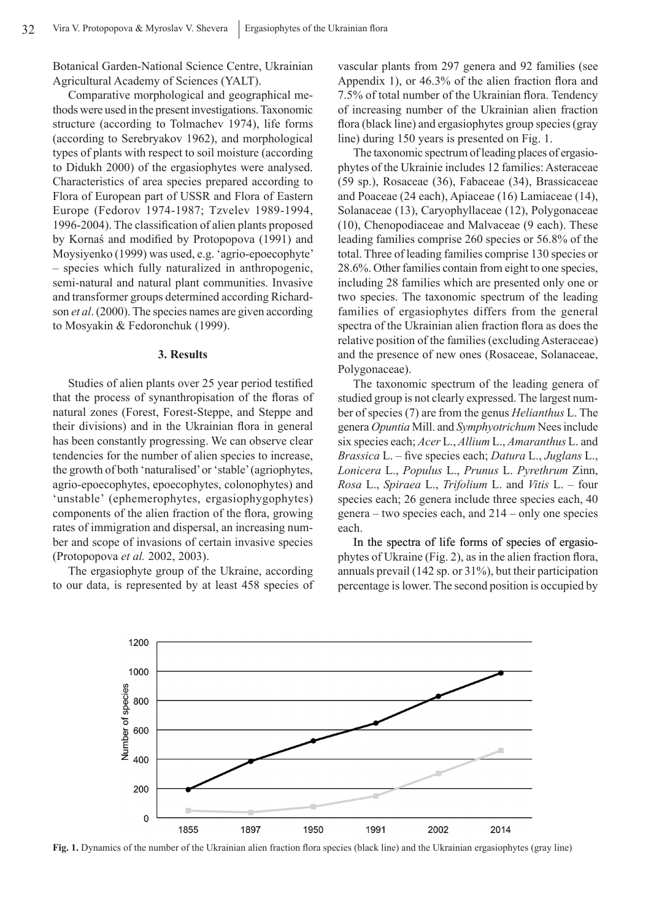Botanical Garden-National Science Centre, Ukrainian Agricultural Academy of Sciences (YALT).

Comparative morphological and geographical methods were used in the present investigations. Taxonomic structure (according to Tolmachev 1974), life forms (according to Serebryakov 1962), and morphological types of plants with respect to soil moisture (according to Didukh 2000) of the ergasiophytes were analysed. Characteristics of area species prepared according to Flora of European part of USSR and Flora of Eastern Europe (Fedorov 1974-1987; Tzvelev 1989-1994, 1996-2004). The classification of alien plants proposed by Kornaś and modified by Protopopova (1991) and Moysiyenko (1999) was used, e.g. 'agrio-epoecophyte' – species which fully naturalized in anthropogenic, semi-natural and natural plant communities. Invasive and transformer groups determined according Richardson *et al*. (2000). The species names are given according to Mosyakin & Fedoronchuk (1999).

### 3. Results

Studies of alien plants over 25 year period testified that the process of synanthropisation of the floras of natural zones (Forest, Forest-Steppe, and Steppe and their divisions) and in the Ukrainian flora in general has been constantly progressing. We can observe clear tendencies for the number of alien species to increase, the growth of both 'naturalised' or 'stable' (agriophytes, agrio-epoecophytes, epoecophytes, colonophytes) and 'unstable' (ephemerophytes, ergasiophygophytes) components of the alien fraction of the flora, growing rates of immigration and dispersal, an increasing number and scope of invasions of certain invasive species (Protopopova *et al.* 2002, 2003).

The ergasiophyte group of the Ukraine, according to our data, is represented by at least 458 species of vascular plants from 297 genera and 92 families (see Appendix 1), or 46.3% of the alien fraction flora and 7.5% of total number of the Ukrainian flora. Tendency of increasing number of the Ukrainian alien fraction flora (black line) and ergasiophytes group species (gray line) during 150 years is presented on Fig. 1.

The taxonomic spectrum of leading places of ergasiophytes of the Ukrainie includes 12 families: Asteraceae (59 sp.), Rosaceae (36), Fabaceae (34), Brassicaceae and Poaceae (24 each), Apiaceae (16) Lamiaceae (14), Solanaceae (13), Caryophyllaceae (12), Polygonaceae (10), Chenopodiaceae and Malvaceae (9 each). These leading families comprise 260 species or 56.8% of the total. Three of leading families comprise 130 species or 28.6%. Other families contain from eight to one species, including 28 families which are presented only one or two species. The taxonomic spectrum of the leading families of ergasiophytes differs from the general spectra of the Ukrainian alien fraction flora as does the relative position of the families (excluding Asteraceae) and the presence of new ones (Rosaceae, Solanaceae, Polygonaceae).

The taxonomic spectrum of the leading genera of studied group is not clearly expressed. The largest number of species (7) are from the genus *Helianthus* L. The genera *Opuntia* Mill. and *Symphyotrichum* Nees include six species each; *Acer* L., *Allium* L., *Amaranthus* L. and *Brassica* L. – five species each; *Datura* L., *Juglans* L., *Lonicera* L., *Populus* L., *Prunus* L. *Pyrethrum* Zinn, *Rosa* L., *Spiraea* L., *Trifolium* L. and *Vitis* L. – four species each; 26 genera include three species each, 40 genera – two species each, and 214 – only one species each.

In the spectra of life forms of species of ergasiophytes of Ukraine (Fig. 2), as in the alien fraction flora, annuals prevail (142 sp. or 31%), but their participation percentage is lower. The second position is occupied by

Number of species
1200
1000
800
600
400
200
0
1855
1897
1950
1991
2002
2014

**Fig. 1.** Dynamics of the number of the Ukrainian alien fraction flora species (black line) and the Ukrainian ergasiophytes (gray line)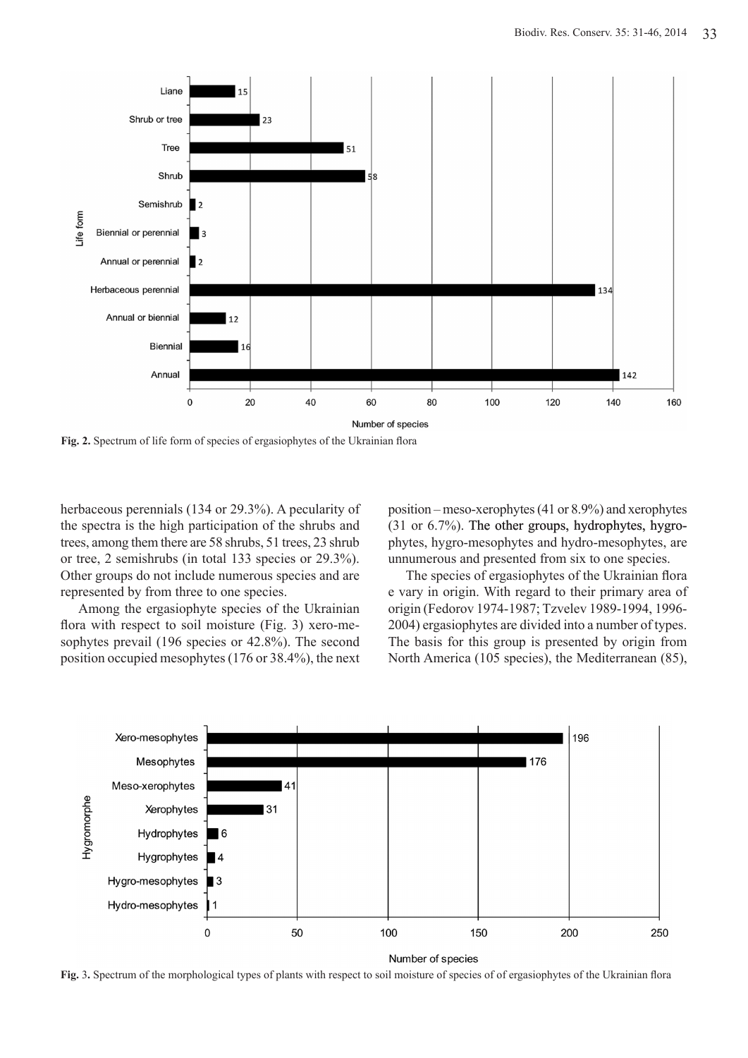Liane
Shrub or tree
Tree
Shrub
Semishrub
Biennial or perennial
Annual or perennial
Herbaceous perennial
Annual or biennial
Biennial
Annual

15
23
51
58
2
3
2
134
12
16
142

Life form

0 20 40 60 80 100 120 140 160

Number of species

**Fig. 2.** Spectrum of life form of species of ergasiophytes of the Ukrainian flora

herbaceous perennials (134 or 29.3%). A pecularity of the spectra is the high participation of the shrubs and trees, among them there are 58 shrubs, 51 trees, 23 shrub or tree, 2 semishrubs (in total 133 species or 29.3%). Other groups do not include numerous species and are represented by from three to one species.

Among the ergasiophyte species of the Ukrainian flora with respect to soil moisture (Fig. 3) xero-mesophytes prevail (196 species or 42.8%). The second position occupied mesophytes (176 or 38.4%), the next position – meso-xerophytes (41 or 8.9%) and xerophytes (31 or 6.7%). The other groups, hydrophytes, hygrophytes, hygro-mesophytes and hydro-mesophytes, are unnumerous and presented from six to one species.

The species of ergasiophytes of the Ukrainian flora e vary in origin. With regard to their primary area of origin (Fedorov 1974-1987; Tzvelev 1989-1994, 1996-2004) ergasiophytes are divided into a number of types. The basis for this group is presented by origin from North America (105 species), the Mediterranean (85),

Xero-mesophytes
Mesophytes
Meso-xerophytes
Xerophytes
Hydrophytes
Hygrophytes
Hygro-mesophytes
Hydro-mesophytes

196
176
41
31
6
4
3
1

Hygromorphe

0 50 100 150 200 250

Number of species

**Fig.** 3**.** Spectrum of the morphological types of plants with respect to soil moisture of species of of ergasiophytes of the Ukrainian flora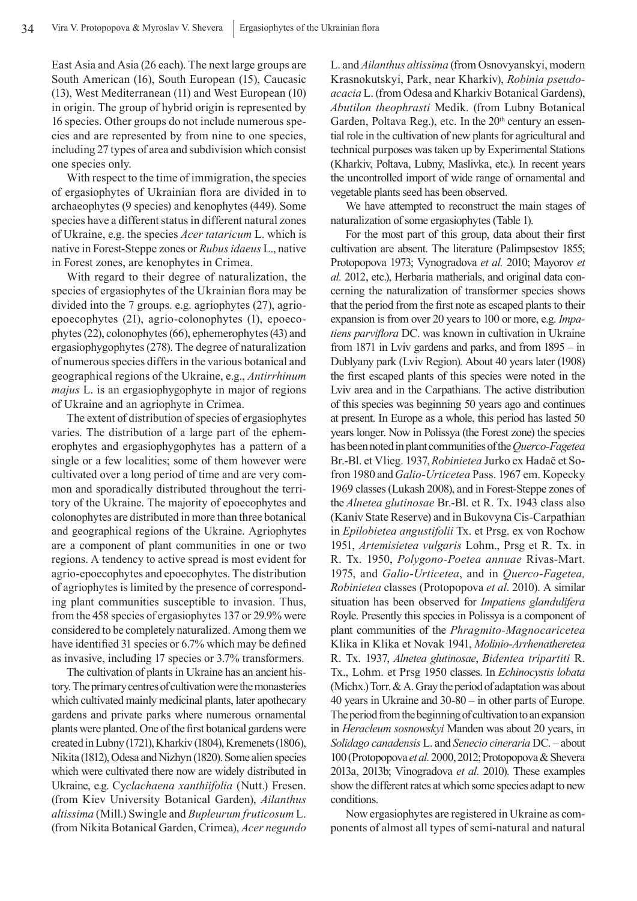East Asia and Asia (26 each). The next large groups are South American (16), South European (15), Caucasic (13), West Mediterranean (11) and West European (10) in origin. The group of hybrid origin is represented by 16 species. Other groups do not include numerous species and are represented by from nine to one species, including 27 types of area and subdivision which consist one species only.

With respect to the time of immigration, the species of ergasiophytes of Ukrainian flora are divided in to archaeophytes (9 species) and kenophytes (449). Some species have a different status in different natural zones of Ukraine, e.g. the species *Acer tataricum* L. which is native in Forest-Steppe zones or *Rubus idaeus* L., native in Forest zones, are kenophytes in Crimea.

With regard to their degree of naturalization, the species of ergasiophytes of the Ukrainian flora may be divided into the 7 groups. e.g. agriophytes (27), agrioepoecophytes (21), agrio-colonophytes (1), epoecophytes (22), colonophytes (66), ephemerophytes (43) and ergasiophygophytes (278). The degree of naturalization of numerous species differs in the various botanical and geographical regions of the Ukraine, e.g., *Antirrhinum majus* L. is an ergasiophygophyte in major of regions of Ukraine and an agriophyte in Crimea.

The extent of distribution of species of ergasiophytes varies. The distribution of a large part of the ephemerophytes and ergasiophygophytes has a pattern of a single or a few localities; some of them however were cultivated over a long period of time and are very common and sporadically distributed throughout the territory of the Ukraine. The majority of epoecophytes and colonophytes are distributed in more than three botanical and geographical regions of the Ukraine. Agriophytes are a component of plant communities in one or two regions. A tendency to active spread is most evident for agrio-epoecophytes and epoecophytes. The distribution of agriophytes is limited by the presence of corresponding plant communities susceptible to invasion. Thus, from the 458 species of ergasiophytes 137 or 29.9% were considered to be completely naturalized. Among them we have identified 31 species or 6.7% which may be defined as invasive, including 17 species or 3.7% transformers.

The cultivation of plants in Ukraine has an ancient history. The primary centres of cultivation were the monasteries which cultivated mainly medicinal plants, later apothecary gardens and private parks where numerous ornamental plants were planted. One of the first botanical gardens were created in Lubny (1721), Kharkiv (1804), Kremenets (1806), Nikita (1812), Odesa and Nizhyn (1820). Some alien species which were cultivated there now are widely distributed in Ukraine, e.g. C*yclachaena xanthiifolia* (Nutt.) Fresen. (from Kiev University Botanical Garden), *Ailanthus altissima* (Mill.) Swingle and *Bupleurum fruticosum* L. (from Nikita Botanical Garden, Crimea), *Acer negundo* L. and *Ailanthus altissima* (from Osnovyanskyi, modern Krasnokutskyi, Park, near Kharkiv), *Robinia pseudoacacia* L. (from Odesa and Kharkiv Botanical Gardens), *Abutilon theophrasti* Medik. (from Lubny Botanical Garden, Poltava Reg.), etc. In the 20[th] century an essential role in the cultivation of new plants for agricultural and technical purposes was taken up by Experimental Stations (Kharkiv, Poltava, Lubny, Maslivka, etc.). In recent years the uncontrolled import of wide range of ornamental and vegetable plants seed has been observed.

We have attempted to reconstruct the main stages of naturalization of some ergasiophytes (Table 1).

For the most part of this group, data about their first cultivation are absent. The literature (Palimpsestov 1855; Protopopova 1973; Vynogradova *et al.* 2010; Mayorov *et al.* 2012, etc.), Herbaria matherials, and original data concerning the naturalization of transformer species shows that the period from the first note as escaped plants to their expansion is from over 20 years to 100 or more, e.g. *Impatiens parviflora* DC. was known in cultivation in Ukraine from 1871 in Lviv gardens and parks, and from 1895 – in Dublyany park (Lviv Region). About 40 years later (1908) the first escaped plants of this species were noted in the Lviv area and in the Carpathians. The active distribution of this species was beginning 50 years ago and continues at present. In Europe as a whole, this period has lasted 50 years longer. Now in Polissya (the Forest zone) the species has been noted in plant communities of the *Querco-Fagetea* Br.-Bl. et Vlieg. 1937, *Robinietea* Jurko ex Hadač et Sofron 1980 and *Galio-Urticetea* Pass. 1967 em. Kopecky 1969 classes (Lukash 2008), and in Forest-Steppe zones of the *Alnetea glutinosae* Br.-Bl. et R. Tx. 1943 class also (Kaniv State Reserve) and in Bukovyna Cis-Carpathian in *Epilobietea angustifolii* Tx. et Prsg. ex von Rochow 1951, *Artemisietea vulgaris* Lohm., Prsg et R. Tx. in R. Tx. 1950, *Polygono-Poetea annuae* Rivas-Mart. 1975, and *Galio-Urticetea*, and in *Querco-Fagetea, Robinietea* classes (Protopopova *et al*. 2010). A similar situation has been observed for *Impatiens glandulifera* Royle. Presently this species in Polissya is a component of plant communities of the *Phragmito-Magnocaricetea* Klika in Klika et Novak 1941, *Molinio-Arrhenatheretea* R. Tx. 1937, *Alnetea glutinosae*, *Bidentea tripartiti* R. Tx., Lohm. et Prsg 1950 classes. In *Echinocystis lobata* (Michx.) Torr. & A. Gray the period of adaptation was about 40 years in Ukraine and 30-80 – in other parts of Europe. The period from the beginning of cultivation to an expansion in *Heracleum sosnowskyi* Manden was about 20 years, in *Solidago canadensis* L. and *Senecio cineraria* DC. – about 100 (Protopopova *et al.* 2000, 2012; Protopopova & Shevera 2013a, 2013b; Vinogradova *et al.* 2010). These examples show the different rates at which some species adapt to new conditions.

Now ergasiophytes are registered in Ukraine as components of almost all types of semi-natural and natural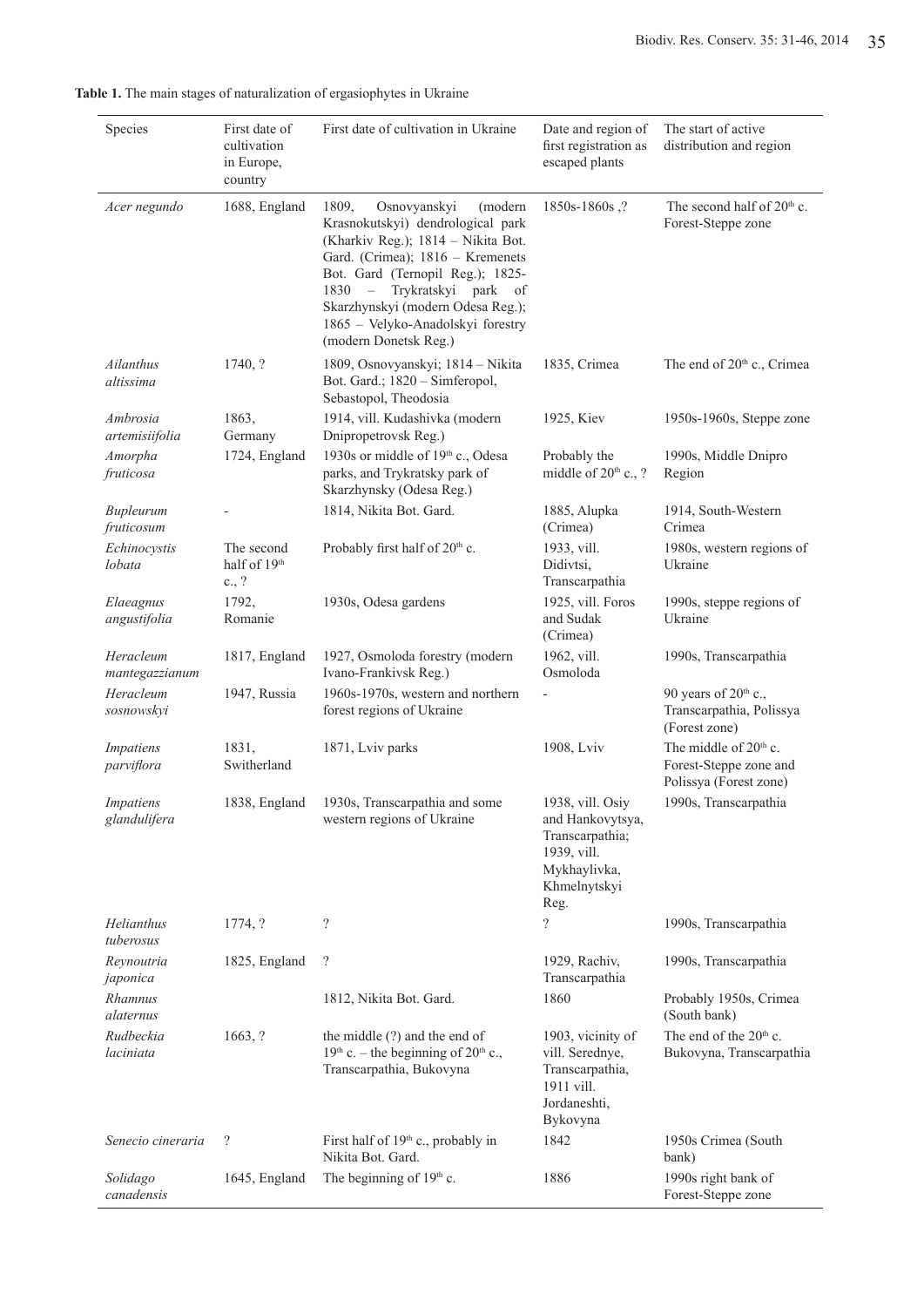**Table 1.** The main stages of naturalization of ergasiophytes in Ukraine

| Species | First date of cultivation in Europe, country | First date of cultivation in Ukraine | Date and region of first registration as escaped plants | The start of active distribution and region |
|---|---|---|---|---|
| *Acer negundo* | 1688, England | 1809, Osnovyanskyi (modern Krasnokutskyi) dendrological park (Kharkiv Reg.); 1814 – Nikita Bot. Gard. (Crimea); 1816 – Kremenets Bot. Gard (Ternopil Reg.); 1825-1830 – Trykratskyi park of Skarzhynskyi (modern Odesa Reg.); 1865 – Velyko-Anadolskyi forestry (modern Donetsk Reg.) | 1850s-1860s ,? | The second half of 20th c. Forest-Steppe zone |
| *Ailanthus altissima* | 1740, ? | 1809, Osnovyanskyi; 1814 – Nikita Bot. Gard.; 1820 – Simferopol, Sebastopol, Theodosia | 1835, Crimea | The end of 20th c., Crimea |
| *Ambrosia artemisiifolia* | 1863, Germany | 1914, vill. Kudashivka (modern Dnipropetrovsk Reg.) | 1925, Kiev | 1950s-1960s, Steppe zone |
| *Amorpha fruticosa* | 1724, England | 1930s or middle of 19th c., Odesa parks, and Trykratsky park of Skarzhynsky (Odesa Reg.) | Probably the middle of 20th c., ? | 1990s, Middle Dnipro Region |
| *Bupleurum fruticosum* | - | 1814, Nikita Bot. Gard. | 1885, Alupka (Crimea) | 1914, South-Western Crimea |
| *Echinocystis lobata* | The second half of 19th c., ? | Probably first half of 20th c. | 1933, vill. Didivtsi, Transcarpathia | 1980s, western regions of Ukraine |
| *Elaeagnus angustifolia* | 1792, Romanie | 1930s, Odesa gardens | 1925, vill. Foros and Sudak (Crimea) | 1990s, steppe regions of Ukraine |
| *Heracleum mantegazzianum* | 1817, England | 1927, Osmoloda forestry (modern Ivano-Frankivsk Reg.) | 1962, vill. Osmoloda | 1990s, Transcarpathia |
| *Heracleum sosnowskyi* | 1947, Russia | 1960s-1970s, western and northern forest regions of Ukraine | - | 90 years of 20th c., Transcarpathia, Polissya (Forest zone) |
| *Impatiens parviflora* | 1831, Switherland | 1871, Lviv parks | 1908, Lviv | The middle of 20th c. Forest-Steppe zone and Polissya (Forest zone) |
| *Impatiens glandulifera* | 1838, England | 1930s, Transcarpathia and some western regions of Ukraine | 1938, vill. Osiy and Hankovytsya, Transcarpathia; 1939, vill. Mykhaylivka, Khmelnytskyi Reg. | 1990s, Transcarpathia |
| *Helianthus tuberosus* | 1774, ? | ? | ? | 1990s, Transcarpathia |
| *Reynoutria japonica* | 1825, England | ? | 1929, Rachiv, Transcarpathia | 1990s, Transcarpathia |
| *Rhamnus alaternus* | | 1812, Nikita Bot. Gard. | 1860 | Probably 1950s, Crimea (South bank) |
| *Rudbeckia laciniata* | 1663, ? | the middle (?) and the end of 19th c. – the beginning of 20th c., Transcarpathia, Bukovyna | 1903, vicinity of vill. Serednye, Transcarpathia, 1911 vill. Jordaneshti, Bykovyna | The end of the 20th c. Bukovyna, Transcarpathia |
| *Senecio cineraria* | ? | First half of 19th c., probably in Nikita Bot. Gard. | 1842 | 1950s Crimea (South bank) |
| *Solidago canadensis* | 1645, England | The beginning of 19th c. | 1886 | 1990s right bank of Forest-Steppe zone |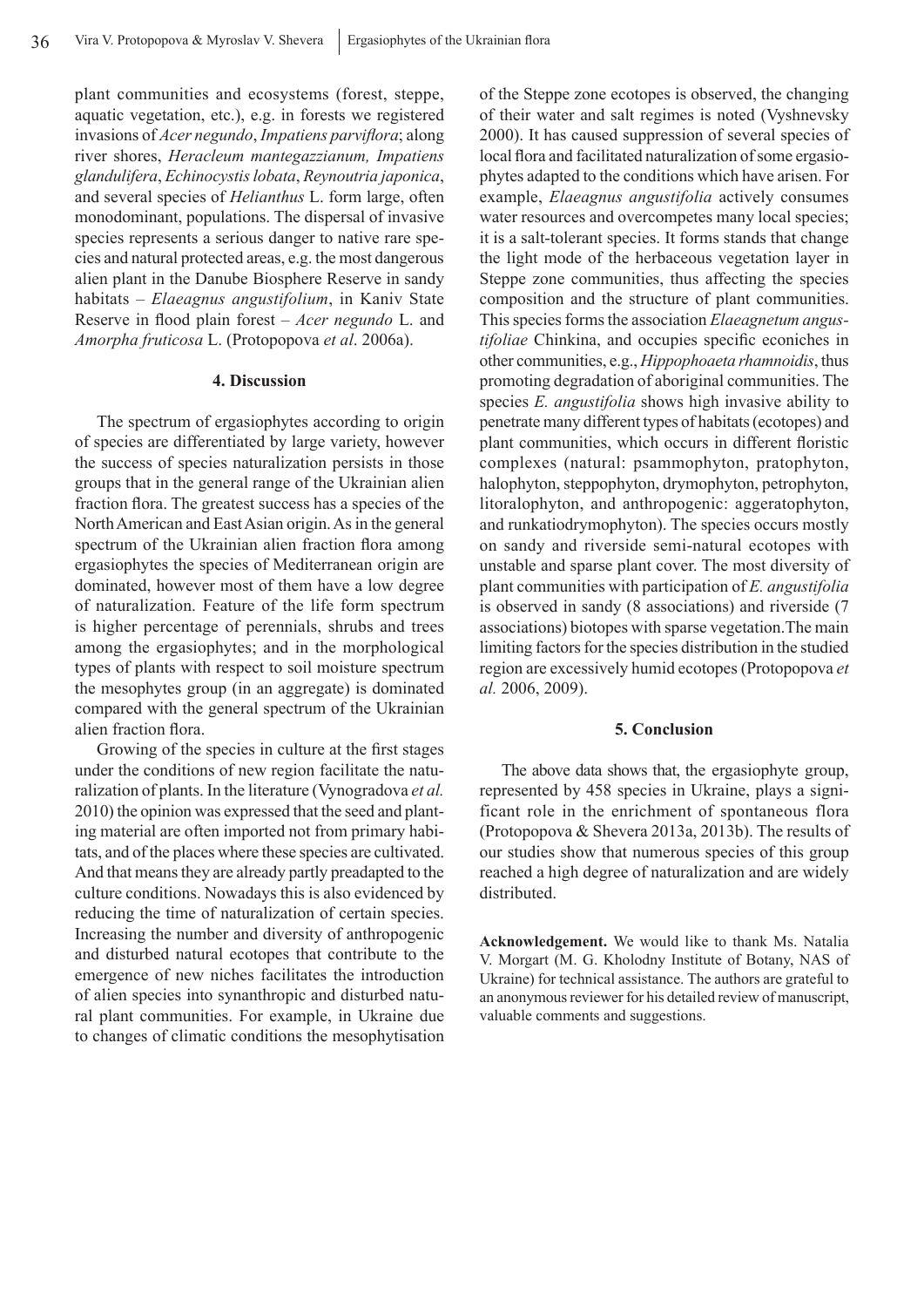plant communities and ecosystems (forest, steppe, aquatic vegetation, etc.), e.g. in forests we registered invasions of *Acer negundo*, *Impatiens parviflora*; along river shores, *Heracleum mantegazzianum, Impatiens glandulifera*, *Echinocystis lobata*, *Reynoutria japonica*, and several species of *Helianthus* L. form large, often monodominant, populations. The dispersal of invasive species represents a serious danger to native rare species and natural protected areas, e.g. the most dangerous alien plant in the Danube Biosphere Reserve in sandy habitats – *Elaeagnus angustifolium*, in Kaniv State Reserve in flood plain forest – *Acer negundo* L. and *Amorpha fruticosa* L. (Protopopova *et al*. 2006a).

## 4. Discussion

The spectrum of ergasiophytes according to origin of species are differentiated by large variety, however the success of species naturalization persists in those groups that in the general range of the Ukrainian alien fraction flora. The greatest success has a species of the North American and East Asian origin. As in the general spectrum of the Ukrainian alien fraction flora among ergasiophytes the species of Mediterranean origin are dominated, however most of them have a low degree of naturalization. Feature of the life form spectrum is higher percentage of perennials, shrubs and trees among the ergasiophytes; and in the morphological types of plants with respect to soil moisture spectrum the mesophytes group (in an aggregate) is dominated compared with the general spectrum of the Ukrainian alien fraction flora.

Growing of the species in culture at the first stages under the conditions of new region facilitate the naturalization of plants. In the literature (Vynogradova *et al.* 2010) the opinion was expressed that the seed and planting material are often imported not from primary habitats, and of the places where these species are cultivated. And that means they are already partly preadapted to the culture conditions. Nowadays this is also evidenced by reducing the time of naturalization of certain species. Increasing the number and diversity of anthropogenic and disturbed natural ecotopes that contribute to the emergence of new niches facilitates the introduction of alien species into synanthropic and disturbed natural plant communities. For example, in Ukraine due to changes of climatic conditions the mesophytisation of the Steppe zone ecotopes is observed, the changing of their water and salt regimes is noted (Vyshnevsky 2000). It has caused suppression of several species of local flora and facilitated naturalization of some ergasiophytes adapted to the conditions which have arisen. For example, *Elaeagnus angustifolia* actively consumes water resources and overcompetes many local species; it is a salt-tolerant species. It forms stands that change the light mode of the herbaceous vegetation layer in Steppe zone communities, thus affecting the species composition and the structure of plant communities. This species forms the association *Elaeagnetum angustifoliae* Chinkina, and occupies specific econiches in other communities, e.g., *Hippophoaeta rhamnoidis*, thus promoting degradation of aboriginal communities. The species *E. angustifolia* shows high invasive ability to penetrate many different types of habitats (ecotopes) and plant communities, which occurs in different floristic complexes (natural: psammophyton, pratophyton, halophyton, steppophyton, drymophyton, petrophyton, litoralophyton, and anthropogenic: aggeratophyton, and runkatiodrymophyton). The species occurs mostly on sandy and riverside semi-natural ecotopes with unstable and sparse plant cover. The most diversity of plant communities with participation of *E. angustifolia* is observed in sandy (8 associations) and riverside (7 associations) biotopes with sparse vegetation. The main limiting factors for the species distribution in the studied region are excessively humid ecotopes (Protopopova *et al.* 2006, 2009).

## 5. Conclusion

The above data shows that, the ergasiophyte group, represented by 458 species in Ukraine, plays a significant role in the enrichment of spontaneous flora (Protopopova & Shevera 2013a, 2013b). The results of our studies show that numerous species of this group reached a high degree of naturalization and are widely distributed.

**Acknowledgement.** We would like to thank Ms. Natalia V. Morgart (M. G. Kholodny Institute of Botany, NAS of Ukraine) for technical assistance. The authors are grateful to an anonymous reviewer for his detailed review of manuscript, valuable comments and suggestions.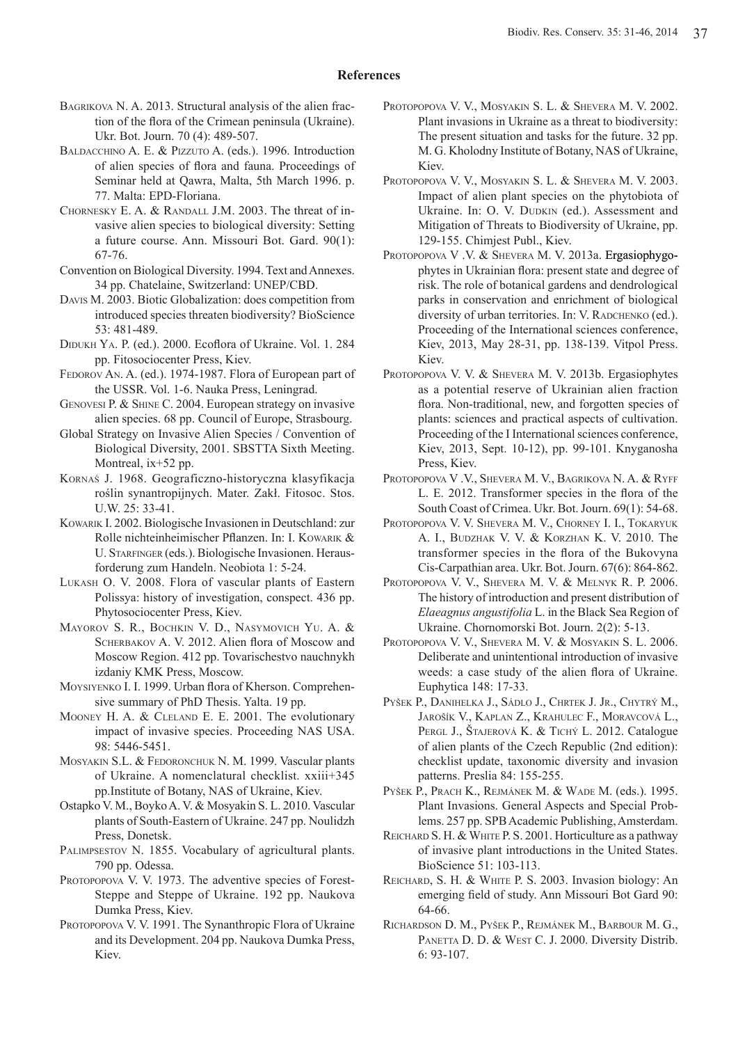## References

Bagrikova N. A. 2013. Structural analysis of the alien fraction of the flora of the Crimean peninsula (Ukraine). Ukr. Bot. Journ. 70 (4): 489-507.

Baldacchino A. E. & Pizzuto A. (eds.). 1996. Introduction of alien species of flora and fauna. Proceedings of Seminar held at Qawra, Malta, 5th March 1996. p. 77. Malta: EPD-Floriana.

Chornesky E. A. & Randall J.M. 2003. The threat of invasive alien species to biological diversity: Setting a future course. Ann. Missouri Bot. Gard. 90(1): 67-76.

Convention on Biological Diversity. 1994. Text and Annexes. 34 pp. Chatelaine, Switzerland: UNEP/CBD.

Davis M. 2003. Biotic Globalization: does competition from introduced species threaten biodiversity? BioScience 53: 481-489.

Didukh Ya. P. (ed.). 2000. Ecoflora of Ukraine. Vol. 1. 284 pp. Fitosociocenter Press, Kiev.

Fedorov An. A. (ed.). 1974-1987. Flora of European part of the USSR. Vol. 1-6. Nauka Press, Leningrad.

Genovesi P. & Shine C. 2004. European strategy on invasive alien species. 68 pp. Council of Europe, Strasbourg.

Global Strategy on Invasive Alien Species / Convention of Biological Diversity, 2001. SBSTTA Sixth Meeting. Montreal, ix+52 pp.

Kornaś J. 1968. Geograficzno-historyczna klasyfikacja roślin synantropijnych. Mater. Zakł. Fitosoc. Stos. U.W. 25: 33-41.

Kowarik I. 2002. Biologische Invasionen in Deutschland: zur Rolle nichteinheimischer Pflanzen. In: I. Kowarik & U. Starfinger (eds.). Biologische Invasionen. Herausforderung zum Handeln. Neobiota 1: 5-24.

Lukash O. V. 2008. Flora of vascular plants of Eastern Polissya: history of investigation, conspect. 436 pp. Phytosociocenter Press, Kiev.

Mayorov S. R., Bochkin V. D., Nasymovich Yu. A. & Scherbakov A. V. 2012. Alien flora of Moscow and Moscow Region. 412 pp. Tovarischestvo nauchnykh izdaniy KMK Press, Moscow.

Moysiyenko I. I. 1999. Urban flora of Kherson. Comprehensive summary of PhD Thesis. Yalta. 19 pp.

Mooney H. A. & Cleland E. E. 2001. The evolutionary impact of invasive species. Proceeding NAS USA. 98: 5446-5451.

Mosyakin S.L. & Fedoronchuk N. M. 1999. Vascular plants of Ukraine. A nomenclatural checklist. xxiii+345 pp.Institute of Botany, NAS of Ukraine, Kiev.

Ostapko V. M., Boyko A. V. & Mosyakin S. L. 2010. Vascular plants of South-Eastern of Ukraine. 247 pp. Noulidzh Press, Donetsk.

Palimpsestov N. 1855. Vocabulary of agricultural plants. 790 pp. Odessa.

Protopopova V. V. 1973. The adventive species of Forest-Steppe and Steppe of Ukraine. 192 pp. Naukova Dumka Press, Kiev.

Protopopova V. V. 1991. The Synanthropic Flora of Ukraine and its Development. 204 pp. Naukova Dumka Press, Kiev.

Protopopova V. V., Mosyakin S. L. & Shevera M. V. 2002. Plant invasions in Ukraine as a threat to biodiversity: The present situation and tasks for the future. 32 pp. M. G. Kholodny Institute of Botany, NAS of Ukraine, Kiev.

Protopopova V. V., Mosyakin S. L. & Shevera M. V. 2003. Impact of alien plant species on the phytobiota of Ukraine. In: O. V. Dudkin (ed.). Assessment and Mitigation of Threats to Biodiversity of Ukraine, pp. 129-155. Chimjest Publ., Kiev.

Protopopova V .V. & Shevera M. V. 2013a. Ergasiophygophytes in Ukrainian flora: present state and degree of risk. The role of botanical gardens and dendrological parks in conservation and enrichment of biological diversity of urban territories. In: V. Radchenko (ed.). Proceeding of the International sciences conference, Kiev, 2013, May 28-31, pp. 138-139. Vitpol Press. Kiev.

Protopopova V. V. & Shevera M. V. 2013b. Ergasiophytes as a potential reserve of Ukrainian alien fraction flora. Non-traditional, new, and forgotten species of plants: sciences and practical aspects of cultivation. Proceeding of the I International sciences conference, Kiev, 2013, Sept. 10-12), pp. 99-101. Knyganosha Press, Kiev.

Protopopova V .V., Shevera M. V., Bagrikova N. A. & Ryff L. E. 2012. Transformer species in the flora of the South Coast of Crimea. Ukr. Bot. Journ. 69(1): 54-68.

Protopopova V. V. Shevera M. V., Chorney I. I., Tokaryuk A. I., Budzhak V. V. & Korzhan K. V. 2010. The transformer species in the flora of the Bukovyna Cis-Carpathian area. Ukr. Bot. Journ. 67(6): 864-862.

Protopopova V. V., Shevera M. V. & Melnyk R. P. 2006. The history of introduction and present distribution of *Elaeagnus angustifolia* L. in the Black Sea Region of Ukraine. Chornomorski Bot. Journ. 2(2): 5-13.

Protopopova V. V., Shevera M. V. & Mosyakin S. L. 2006. Deliberate and unintentional introduction of invasive weeds: a case study of the alien flora of Ukraine. Euphytica 148: 17-33.

Pyšek P., Danihelka J., Sádlo J., Chrtek J. Jr., Chytrý M., Jarošík V., Kaplan Z., Krahulec F., Moravcová L., Pergl J., Štajerová K. & Tichý L. 2012. Catalogue of alien plants of the Czech Republic (2nd edition): checklist update, taxonomic diversity and invasion patterns. Preslia 84: 155-255.

Pyšek P., Prach K., Rejmánek M. & Wade M. (eds.). 1995. Plant Invasions. General Aspects and Special Problems. 257 pp. SPB Academic Publishing, Amsterdam.

Reichard S. H. & White P. S. 2001. Horticulture as a pathway of invasive plant introductions in the United States. BioScience 51: 103-113.

Reichard, S. H. & White P. S. 2003. Invasion biology: An emerging field of study. Ann Missouri Bot Gard 90: 64-66.

Richardson D. M., Pyšek P., Rejmánek M., Barbour M. G., Panetta D. D. & West C. J. 2000. Diversity Distrib. 6: 93-107.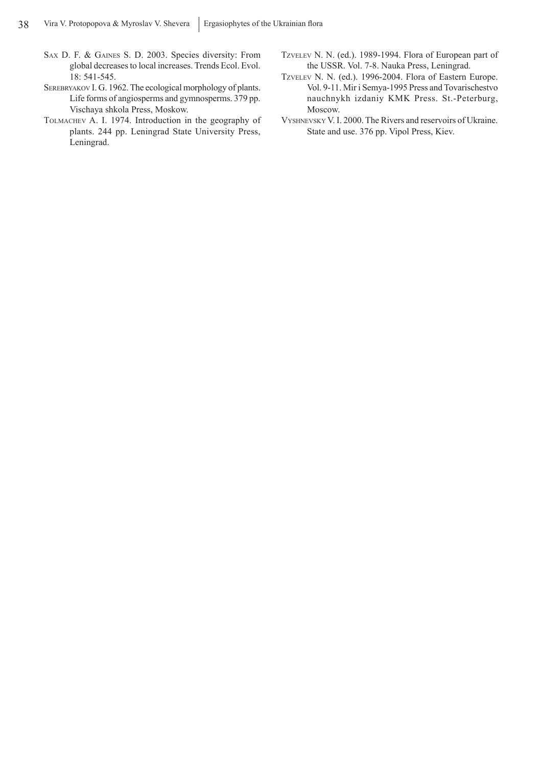Sax D. F. & Gaines S. D. 2003. Species diversity: From global decreases to local increases. Trends Ecol. Evol. 18: 541-545.

Serebryakov I. G. 1962. The ecological morphology of plants. Life forms of angiosperms and gymnosperms. 379 pp. Vischaya shkola Press, Moskow.

Tolmachev A. I. 1974. Introduction in the geography of plants. 244 pp. Leningrad State University Press, Leningrad.

Tzvelev N. N. (ed.). 1989-1994. Flora of European part of the USSR. Vol. 7-8. Nauka Press, Leningrad.

Tzvelev N. N. (ed.). 1996-2004. Flora of Eastern Europe. Vol. 9-11. Mir i Semya-1995 Press and Tovarischestvo nauchnykh izdaniy KMK Press. St.-Peterburg, Moscow.

Vyshnevsky V. I. 2000. The Rivers and reservoirs of Ukraine. State and use. 376 pp. Vipol Press, Kiev.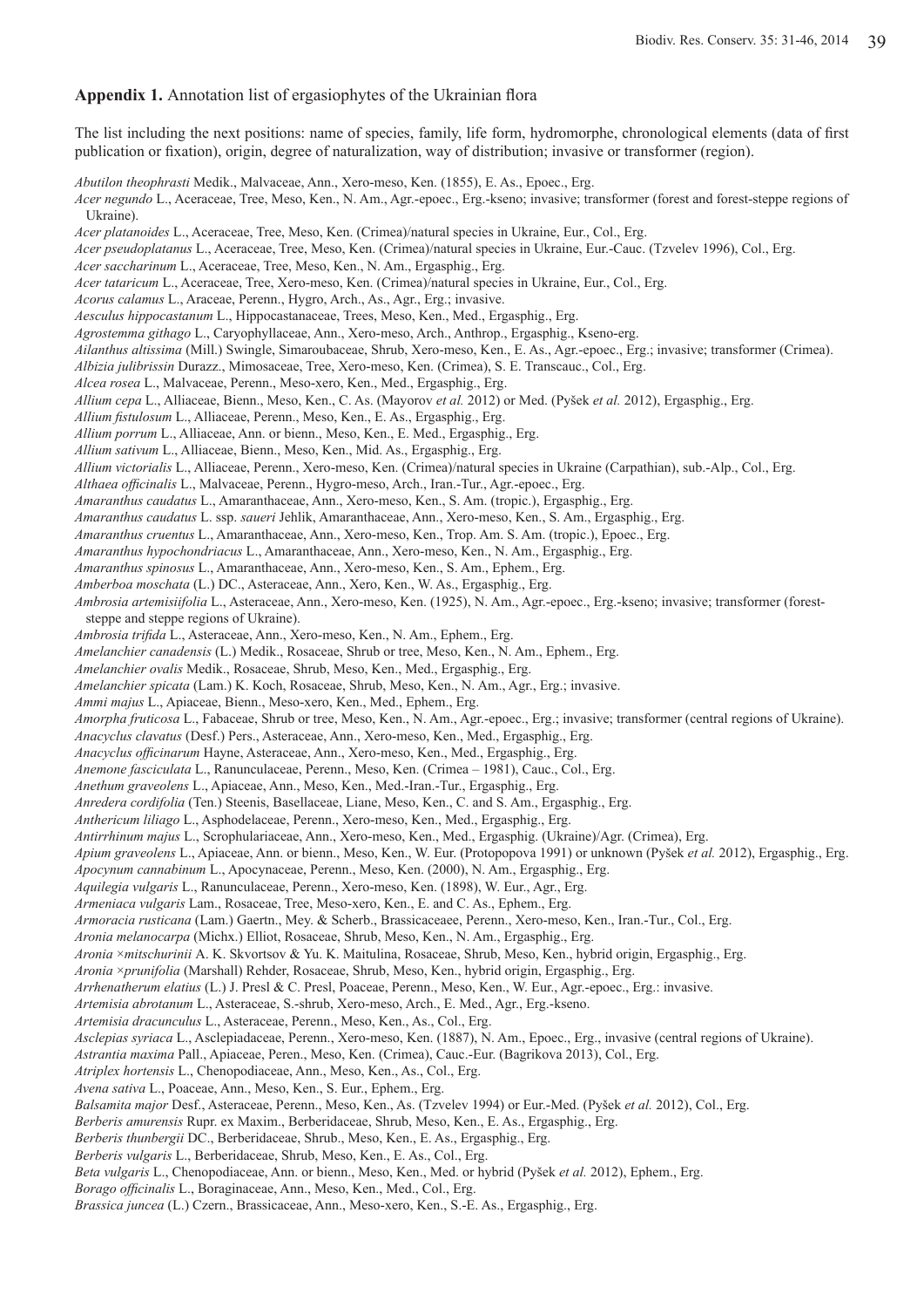**Appendix 1.** Annotation list of ergasiophytes of the Ukrainian flora

The list including the next positions: name of species, family, life form, hydromorphe, chronological elements (data of first publication or fixation), origin, degree of naturalization, way of distribution; invasive or transformer (region).

*Abutilon theophrasti* Medik., Malvaceae, Ann., Xero-meso, Ken. (1855), E. As., Epoec., Erg.

*Acer negundo* L., Aceraceae, Tree, Meso, Ken., N. Am., Agr.-epoec., Erg.-kseno; invasive; transformer (forest and forest-steppe regions of Ukraine).

*Acer platanoides* L., Aceraceae, Tree, Meso, Ken. (Crimea)/natural species in Ukraine, Eur., Col., Erg.

*Acer pseudoplatanus* L., Aceraceae, Tree, Meso, Ken. (Crimea)/natural species in Ukraine, Eur.-Cauc. (Tzvelev 1996), Col., Erg.

*Acer saccharinum* L., Aceraceae, Tree, Meso, Ken., N. Am., Ergasphig., Erg.

*Acer tataricum* L., Aceraceae, Tree, Xero-meso, Ken. (Crimea)/natural species in Ukraine, Eur., Col., Erg.

*Acorus calamus* L., Araceae, Perenn., Hygro, Arch., As., Agr., Erg.; invasive.

*Aesculus hippocastanum* L., Hippocastanaceae, Trees, Meso, Ken., Med., Ergasphig., Erg.

*Agrostemma githago* L., Caryophyllaceae, Ann., Xero-meso, Arch., Anthrop., Ergasphig., Kseno-erg.

*Ailanthus altissima* (Mill.) Swingle, Simaroubaceae, Shrub, Xero-meso, Ken., E. As., Agr.-epoec., Erg.; invasive; transformer (Crimea).

*Albizia julibrissin* Durazz., Mimosaceae, Tree, Xero-meso, Ken. (Crimea), S. E. Transcauc., Col., Erg.

*Alcea rosea* L., Malvaceae, Perenn., Meso-xero, Ken., Med., Ergasphig., Erg.

*Allium cepa* L., Alliaceae, Bienn., Meso, Ken., C. As. (Mayorov *et al.* 2012) or Med. (Pyšek *et al.* 2012), Ergasphig., Erg.

*Allium fistulosum* L., Alliaceae, Perenn., Meso, Ken., E. As., Ergasphig., Erg.

*Allium porrum* L., Alliaceae, Ann. or bienn., Meso, Ken., E. Med., Ergasphig., Erg.

*Allium sativum* L., Alliaceae, Bienn., Meso, Ken., Mid. As., Ergasphig., Erg.

*Allium victorialis* L., Alliaceae, Perenn., Xero-meso, Ken. (Crimea)/natural species in Ukraine (Carpathian), sub.-Alp., Col., Erg.

*Althaea officinalis* L., Malvaceae, Perenn., Hygro-meso, Arch., Iran.-Tur., Agr.-epoec., Erg.

*Amaranthus caudatus* L., Amaranthaceae, Ann., Xero-meso, Ken., S. Am. (tropic.), Ergasphig., Erg.

*Amaranthus caudatus* L. ssp. *saueri* Jehlik, Amaranthaceae, Ann., Xero-meso, Ken., S. Am., Ergasphig., Erg.

*Amaranthus cruentus* L., Amaranthaceae, Ann., Xero-meso, Ken., Trop. Am. S. Am. (tropic.), Epoec., Erg.

*Amaranthus hypochondriacus* L., Amaranthaceae, Ann., Xero-meso, Ken., N. Am., Ergasphig., Erg.

*Amaranthus spinosus* L., Amaranthaceae, Ann., Xero-meso, Ken., S. Am., Ephem., Erg.

*Amberboa moschata* (L.) DC., Asteraceae, Ann., Xero, Ken., W. As., Ergasphig., Erg.

*Ambrosia artemisiifolia* L., Asteraceae, Ann., Xero-meso, Ken. (1925), N. Am., Agr.-epoec., Erg.-kseno; invasive; transformer (forest-steppe and steppe regions of Ukraine).

*Ambrosia trifida* L., Asteraceae, Ann., Xero-meso, Ken., N. Am., Ephem., Erg.

*Amelanchier canadensis* (L.) Medik., Rosaceae, Shrub or tree, Meso, Ken., N. Am., Ephem., Erg.

*Amelanchier ovalis* Medik., Rosaceae, Shrub, Meso, Ken., Med., Ergasphig., Erg.

*Amelanchier spicata* (Lam.) K. Koch, Rosaceae, Shrub, Meso, Ken., N. Am., Agr., Erg.; invasive.

*Ammi majus* L., Apiaceae, Bienn., Meso-xero, Ken., Med., Ephem., Erg.

*Amorpha fruticosa* L., Fabaceae, Shrub or tree, Meso, Ken., N. Am., Agr.-epoec., Erg.; invasive; transformer (central regions of Ukraine).

*Anacyclus clavatus* (Desf.) Pers., Asteraceae, Ann., Xero-meso, Ken., Med., Ergasphig., Erg.

*Anacyclus officinarum* Hayne, Asteraceae, Ann., Xero-meso, Ken., Med., Ergasphig., Erg.

*Anemone fasciculata* L., Ranunculaceae, Perenn., Meso, Ken. (Crimea – 1981), Cauc., Col., Erg.

*Anethum graveolens* L., Apiaceae, Ann., Meso, Ken., Med.-Iran.-Tur., Ergasphig., Erg.

*Anredera cordifolia* (Ten.) Steenis, Basellaceae, Liane, Meso, Ken., C. and S. Am., Ergasphig., Erg.

*Anthericum liliago* L., Asphodelaceae, Perenn., Xero-meso, Ken., Med., Ergasphig., Erg.

*Antirrhinum majus* L., Scrophulariaceae, Ann., Xero-meso, Ken., Med., Ergasphig. (Ukraine)/Agr. (Crimea), Erg.

*Apium graveolens* L., Apiaceae, Ann. or bienn., Meso, Ken., W. Eur. (Protopopova 1991) or unknown (Pyšek *et al.* 2012), Ergasphig., Erg.

*Apocynum cannabinum* L., Apocynaceae, Perenn., Meso, Ken. (2000), N. Am., Ergasphig., Erg.

*Aquilegia vulgaris* L., Ranunculaceae, Perenn., Xero-meso, Ken. (1898), W. Eur., Agr., Erg.

*Armeniaca vulgaris* Lam., Rosaceae, Tree, Meso-xero, Ken., E. and C. As., Ephem., Erg.

*Armoracia rusticana* (Lam.) Gaertn., Mey. & Scherb., Brassicaceaee, Perenn., Xero-meso, Ken., Iran.-Tur., Col., Erg.

*Aronia melanocarpa* (Michx.) Elliot, Rosaceae, Shrub, Meso, Ken., N. Am., Ergasphig., Erg.

*Aronia ×mitschurinii* A. K. Skvortsov & Yu. K. Maitulina, Rosaceae, Shrub, Meso, Ken., hybrid origin, Ergasphig., Erg.

*Aronia ×prunifolia* (Marshall) Rehder, Rosaceae, Shrub, Meso, Ken., hybrid origin, Ergasphig., Erg.

*Arrhenatherum elatius* (L.) J. Presl & C. Presl, Poaceae, Perenn., Meso, Ken., W. Eur., Agr.-epoec., Erg.: invasive.

*Artemisia abrotanum* L., Asteraceae, S.-shrub, Xero-meso, Arch., E. Med., Agr., Erg.-kseno.

*Artemisia dracunculus* L., Asteraceae, Perenn., Meso, Ken., As., Col., Erg.

*Asclepias syriaca* L., Asclepiadaceae, Perenn., Xero-meso, Ken. (1887), N. Am., Epoec., Erg., invasive (central regions of Ukraine).

*Astrantia maxima* Pall., Apiaceae, Peren., Meso, Ken. (Crimea), Cauc.-Eur. (Bagrikova 2013), Col., Erg.

*Atriplex hortensis* L., Chenopodiaceae, Ann., Meso, Ken., As., Col., Erg.

*Avena sativa* L., Poaceae, Ann., Meso, Ken., S. Eur., Ephem., Erg.

*Balsamita major* Desf., Asteraceae, Perenn., Meso, Ken., As. (Tzvelev 1994) or Eur.-Med. (Pyšek *et al.* 2012), Col., Erg.

*Berberis amurensis* Rupr. ex Maxim., Berberidaceae, Shrub, Meso, Ken., E. As., Ergasphig., Erg.

*Berberis thunbergii* DC., Berberidaceae, Shrub., Meso, Ken., E. As., Ergasphig., Erg.

*Berberis vulgaris* L., Berberidaceae, Shrub, Meso, Ken., E. As., Col., Erg.

*Beta vulgaris* L., Chenopodiaceae, Ann. or bienn., Meso, Ken., Med. or hybrid (Pyšek *et al.* 2012), Ephem., Erg.

*Borago officinalis* L., Boraginaceae, Ann., Meso, Ken., Med., Col., Erg.

*Brassica juncea* (L.) Czern., Brassicaceae, Ann., Meso-xero, Ken., S.-E. As., Ergasphig., Erg.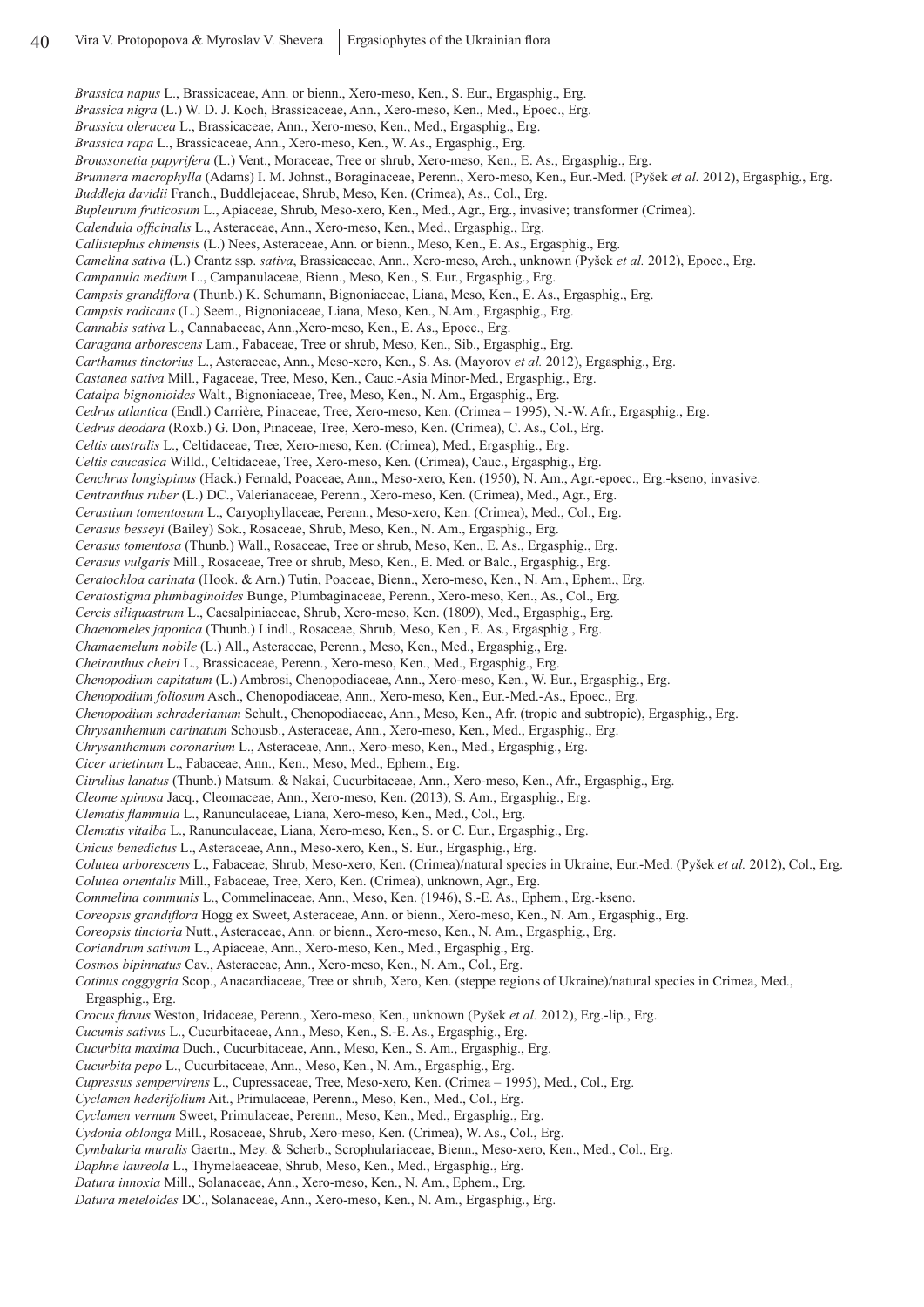*Brassica napus* L., Brassicaceae, Ann. or bienn., Xero-meso, Ken., S. Eur., Ergasphig., Erg.
*Brassica nigra* (L.) W. D. J. Koch, Brassicaceae, Ann., Xero-meso, Ken., Med., Epoec., Erg.
*Brassica oleracea* L., Brassicaceae, Ann., Xero-meso, Ken., Med., Ergasphig., Erg.
*Brassica rapa* L., Brassicaceae, Ann., Xero-meso, Ken., W. As., Ergasphig., Erg.
*Broussonetia papyrifera* (L.) Vent., Moraceae, Tree or shrub, Xero-meso, Ken., E. As., Ergasphig., Erg.
*Brunnera macrophylla* (Adams) I. M. Johnst., Boraginaceae, Perenn., Xero-meso, Ken., Eur.-Med. (Pyšek *et al.* 2012), Ergasphig., Erg.
*Buddleja davidii* Franch., Buddlejaceae, Shrub, Meso, Ken. (Crimea), As., Col., Erg.
*Bupleurum fruticosum* L., Apiaceae, Shrub, Meso-xero, Ken., Med., Agr., Erg., invasive; transformer (Crimea).
*Calendula officinalis* L., Asteraceae, Ann., Xero-meso, Ken., Med., Ergasphig., Erg.
*Callistephus chinensis* (L.) Nees, Asteraceae, Ann. or bienn., Meso, Ken., E. As., Ergasphig., Erg.
*Camelina sativa* (L.) Crantz ssp. *sativa*, Brassicaceae, Ann., Xero-meso, Arch., unknown (Pyšek *et al.* 2012), Epoec., Erg.
*Campanula medium* L., Campanulaceae, Bienn., Meso, Ken., S. Eur., Ergasphig., Erg.
*Campsis grandiflora* (Thunb.) K. Schumann, Bignoniaceae, Liana, Meso, Ken., E. As., Ergasphig., Erg.
*Campsis radicans* (L.) Seem., Bignoniaceae, Liana, Meso, Ken., N.Am., Ergasphig., Erg.
*Cannabis sativa* L., Cannabaceae, Ann.,Xero-meso, Ken., E. As., Epoec., Erg.
*Caragana arborescens* Lam., Fabaceae, Tree or shrub, Meso, Ken., Sib., Ergasphig., Erg.
*Carthamus tinctorius* L., Asteraceae, Ann., Meso-xero, Ken., S. As. (Mayorov *et al.* 2012), Ergasphig., Erg.
*Castanea sativa* Mill., Fagaceae, Tree, Meso, Ken., Cauc.-Asia Minor-Med., Ergasphig., Erg.
*Catalpa bignonioides* Walt., Bignoniaceae, Tree, Meso, Ken., N. Am., Ergasphig., Erg.
*Cedrus atlantica* (Endl.) Carrière, Pinaceae, Tree, Xero-meso, Ken. (Crimea – 1995), N.-W. Afr., Ergasphig., Erg.
*Cedrus deodara* (Roxb.) G. Don, Pinaceae, Tree, Xero-meso, Ken. (Crimea), C. As., Col., Erg.
*Celtis australis* L., Celtidaceae, Tree, Xero-meso, Ken. (Crimea), Med., Ergasphig., Erg.
*Celtis caucasica* Willd., Celtidaceae, Tree, Xero-meso, Ken. (Crimea), Cauc., Ergasphig., Erg.
*Cenchrus longispinus* (Hack.) Fernald, Poaceae, Ann., Meso-xero, Ken. (1950), N. Am., Agr.-epoec., Erg.-kseno; invasive.
*Centranthus ruber* (L.) DC., Valerianaceae, Perenn., Xero-meso, Ken. (Crimea), Med., Agr., Erg.
*Cerastium tomentosum* L., Caryophyllaceae, Perenn., Meso-xero, Ken. (Crimea), Med., Col., Erg.
*Cerasus besseyi* (Bailey) Sok., Rosaceae, Shrub, Meso, Ken., N. Am., Ergasphig., Erg.
*Cerasus tomentosa* (Thunb.) Wall., Rosaceae, Tree or shrub, Meso, Ken., E. As., Ergasphig., Erg.
*Cerasus vulgaris* Mill., Rosaceae, Tree or shrub, Meso, Ken., E. Med. or Balc., Ergasphig., Erg.
*Ceratochloa carinata* (Hook. & Arn.) Tutin, Poaceae, Bienn., Xero-meso, Ken., N. Am., Ephem., Erg.
*Ceratostigma plumbaginoides* Bunge, Plumbaginaceae, Perenn., Xero-meso, Ken., As., Col., Erg.
*Cercis siliquastrum* L., Caesalpiniaceae, Shrub, Xero-meso, Ken. (1809), Med., Ergasphig., Erg.
*Chaenomeles japonica* (Thunb.) Lindl., Rosaceae, Shrub, Meso, Ken., E. As., Ergasphig., Erg.
*Chamaemelum nobile* (L.) All., Asteraceae, Perenn., Meso, Ken., Med., Ergasphig., Erg.
*Cheiranthus cheiri* L., Brassicaceae, Perenn., Xero-meso, Ken., Med., Ergasphig., Erg.
*Chenopodium capitatum* (L.) Ambrosi, Chenopodiaceae, Ann., Xero-meso, Ken., W. Eur., Ergasphig., Erg.
*Chenopodium foliosum* Asch., Chenopodiaceae, Ann., Xero-meso, Ken., Eur-Med.-As., Epoec., Erg.
*Chenopodium schraderianum* Schult., Chenopodiaceae, Ann., Meso, Ken., Afr. (tropic and subtropic), Ergasphig., Erg.
*Chrysanthemum carinatum* Schousb., Asteraceae, Ann., Xero-meso, Ken., Med., Ergasphig., Erg.
*Chrysanthemum coronarium* L., Asteraceae, Ann., Xero-meso, Ken., Med., Ergasphig., Erg.
*Cicer arietinum* L., Fabaceae, Ann., Ken., Meso, Med., Ephem., Erg.
*Citrullus lanatus* (Thunb.) Matsum. & Nakai, Cucurbitaceae, Ann., Xero-meso, Ken., Afr., Ergasphig., Erg.
*Cleome spinosa* Jacq., Cleomaceae, Ann., Xero-meso, Ken. (2013), S. Am., Ergasphig., Erg.
*Clematis flammula* L., Ranunculaceae, Liana, Xero-meso, Ken., Med., Col., Erg.
*Clematis vitalba* L., Ranunculaceae, Liana, Xero-meso, Ken., S. or C. Eur., Ergasphig., Erg.
*Cnicus benedictus* L., Asteraceae, Ann., Meso-xero, Ken., S. Eur., Ergasphig., Erg.
*Colutea arborescens* L., Fabaceae, Shrub, Meso-xero, Ken. (Crimea)/natural species in Ukraine, Eur.-Med. (Pyšek *et al.* 2012), Col., Erg.
*Colutea orientalis* Mill., Fabaceae, Tree, Xero, Ken. (Crimea), unknown, Agr., Erg.
*Commelina communis* L., Commelinaceae, Ann., Meso, Ken. (1946), S.-E. As., Ephem., Erg.-kseno.
*Coreopsis grandiflora* Hogg ex Sweet, Asteraceae, Ann. or bienn., Xero-meso, Ken., N. Am., Ergasphig., Erg.
*Coreopsis tinctoria* Nutt., Asteraceae, Ann. or bienn., Xero-meso, Ken., N. Am., Ergasphig., Erg.
*Coriandrum sativum* L., Apiaceae, Ann., Xero-meso, Ken., Med., Ergasphig., Erg.
*Cosmos bipinnatus* Cav., Asteraceae, Ann., Xero-meso, Ken., N. Am., Col., Erg.
*Cotinus coggygria* Scop., Anacardiaceae, Tree or shrub, Xero, Ken. (steppe regions of Ukraine)/natural species in Crimea, Med., Ergasphig., Erg.
*Crocus flavus* Weston, Iridaceae, Perenn., Xero-meso, Ken., unknown (Pyšek *et al.* 2012), Erg.-lip., Erg.
*Cucumis sativus* L., Cucurbitaceae, Ann., Meso, Ken., S.-E. As., Ergasphig., Erg.
*Cucurbita maxima* Duch., Cucurbitaceae, Ann., Meso, Ken., S. Am., Ergasphig., Erg.
*Cucurbita pepo* L., Cucurbitaceae, Ann., Meso, Ken., N. Am., Ergasphig., Erg.
*Cupressus sempervirens* L., Cupressaceae, Tree, Meso-xero, Ken. (Crimea – 1995), Med., Col., Erg.
*Cyclamen hederifolium* Ait., Primulaceae, Perenn., Meso, Ken., Med., Col., Erg.
*Cyclamen vernum* Sweet, Primulaceae, Perenn., Meso, Ken., Med., Ergasphig., Erg.
*Cydonia oblonga* Mill., Rosaceae, Shrub, Xero-meso, Ken. (Crimea), W. As., Col., Erg.
*Cymbalaria muralis* Gaertn., Mey. & Scherb., Scrophulariaceae, Bienn., Meso-xero, Ken., Med., Col., Erg.
*Daphne laureola* L., Thymelaeaceae, Shrub, Meso, Ken., Med., Ergasphig., Erg.
*Datura innoxia* Mill., Solanaceae, Ann., Xero-meso, Ken., N. Am., Ephem., Erg.
*Datura meteloides* DC., Solanaceae, Ann., Xero-meso, Ken., N. Am., Ergasphig., Erg.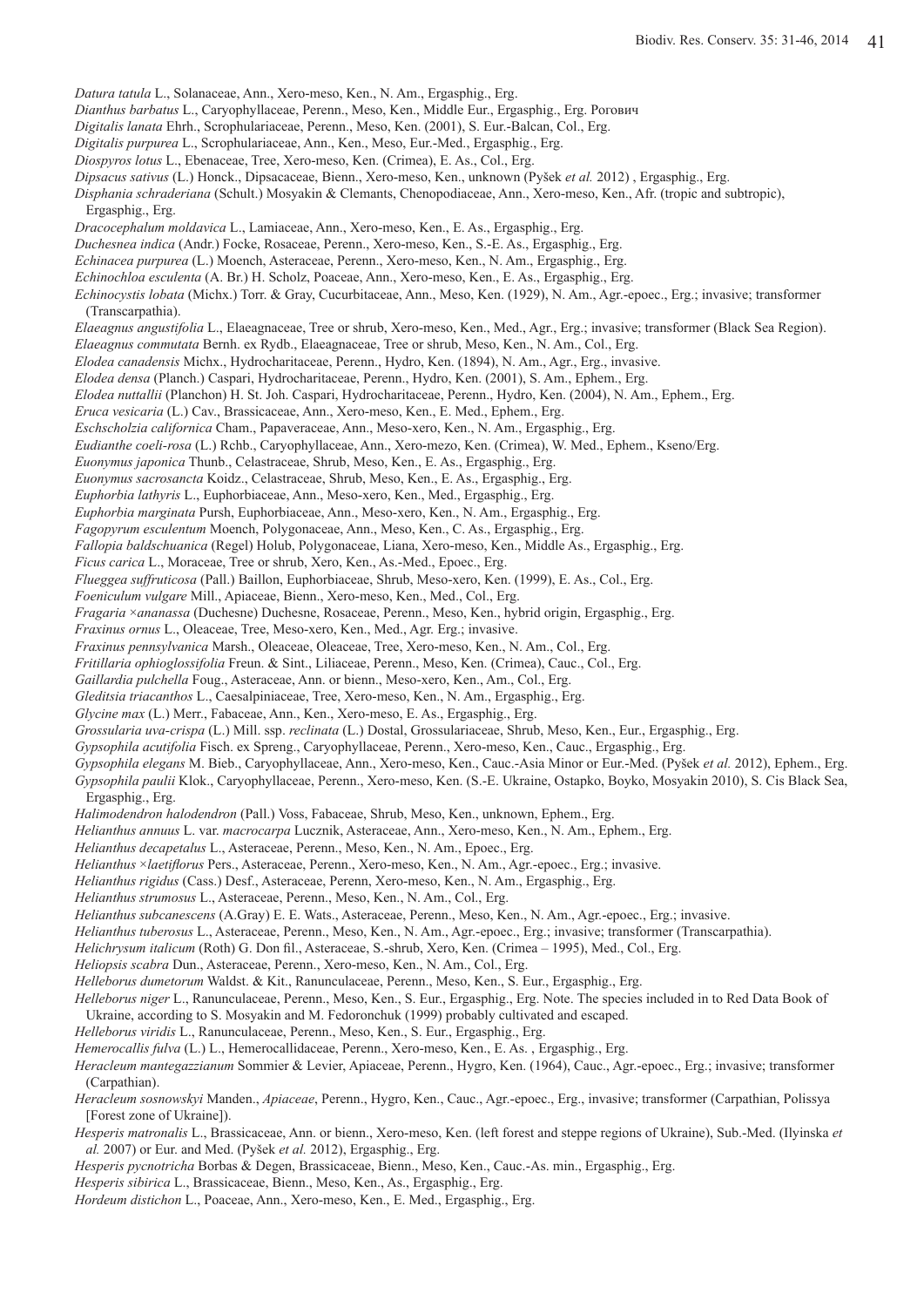*Datura tatula* L., Solanaceae, Ann., Xero-meso, Ken., N. Am., Ergasphig., Erg.

*Dianthus barbatus* L., Caryophyllaceae, Perenn., Meso, Ken., Middle Eur., Ergasphig., Erg. Рогович

*Digitalis lanata* Ehrh., Scrophulariaceae, Perenn., Meso, Ken. (2001), S. Eur.-Balcan, Col., Erg.

*Digitalis purpurea* L., Scrophulariaceae, Ann., Ken., Meso, Eur.-Med., Ergasphig., Erg.

*Diospyros lotus* L., Ebenaceae, Tree, Xero-meso, Ken. (Crimea), E. As., Col., Erg.

*Dipsacus sativus* (L.) Honck., Dipsacaceae, Bienn., Xero-meso, Ken., unknown (Pyšek *et al.* 2012) , Ergasphig., Erg.

*Disphania schraderiana* (Schult.) Mosyakin & Clemants, Chenopodiaceae, Ann., Xero-meso, Ken., Afr. (tropic and subtropic), Ergasphig., Erg.

*Dracocephalum moldavica* L., Lamiaceae, Ann., Xero-meso, Ken., E. As., Ergasphig., Erg.

*Duchesnea indica* (Andr.) Focke, Rosaceae, Perenn., Xero-meso, Ken., S.-E. As., Ergasphig., Erg.

*Echinacea purpurea* (L.) Moench, Asteraceae, Perenn., Xero-meso, Ken., N. Am., Ergasphig., Erg.

*Echinochloa esculenta* (A. Br.) H. Scholz, Poaceae, Ann., Xero-meso, Ken., E. As., Ergasphig., Erg.

*Echinocystis lobata* (Michx.) Torr. & Gray, Cucurbitaceae, Ann., Meso, Ken. (1929), N. Am., Agr.-epoec., Erg.; invasive; transformer (Transcarpathia).

*Elaeagnus angustifolia* L., Elaeagnaceae, Tree or shrub, Xero-meso, Ken., Med., Agr., Erg.; invasive; transformer (Black Sea Region).

*Elaeagnus commutata* Bernh. ex Rydb., Elaeagnaceae, Tree or shrub, Meso, Ken., N. Am., Col., Erg.

*Elodea canadensis* Michx., Hydrocharitaceae, Perenn., Hydro, Ken. (1894), N. Am., Agr., Erg., invasive.

*Elodea densa* (Planch.) Caspari, Hydrocharitaceae, Perenn., Hydro, Ken. (2001), S. Am., Ephem., Erg.

*Elodea nuttallii* (Planchon) H. St. Joh. Caspari, Hydrocharitaceae, Perenn., Hydro, Ken. (2004), N. Am., Ephem., Erg.

*Eruca vesicaria* (L.) Cav., Brassicaceae, Ann., Xero-meso, Ken., E. Med., Ephem., Erg.

*Eschscholzia californica* Cham., Papaveraceae, Ann., Meso-xero, Ken., N. Am., Ergasphig., Erg.

*Eudianthe coeli-rosa* (L.) Rchb., Caryophyllaceae, Ann., Xero-mezo, Ken. (Crimea), W. Med., Ephem., Kseno/Erg.

*Euonymus japonica* Thunb., Celastraceae, Shrub, Meso, Ken., E. As., Ergasphig., Erg.

*Euonymus sacrosancta* Koidz., Celastraceae, Shrub, Meso, Ken., E. As., Ergasphig., Erg.

*Euphorbia lathyris* L., Euphorbiaceae, Ann., Meso-xero, Ken., Med., Ergasphig., Erg.

*Euphorbia marginata* Pursh, Euphorbiaceae, Ann., Meso-xero, Ken., N. Am., Ergasphig., Erg.

*Fagopyrum esculentum* Moench, Polygonaceae, Ann., Meso, Ken., C. As., Ergasphig., Erg.

*Fallopia baldschuanica* (Regel) Holub, Polygonaceae, Liana, Xero-meso, Ken., Middle As., Ergasphig., Erg.

*Ficus carica* L., Moraceae, Tree or shrub, Xero, Ken., As.-Med., Epoec., Erg.

*Flueggea suffruticosa* (Pall.) Baillon, Euphorbiaceae, Shrub, Meso-xero, Ken. (1999), E. As., Col., Erg.

*Foeniculum vulgare* Mill., Apiaceae, Bienn., Xero-meso, Ken., Med., Col., Erg.

*Fragaria ×ananassa* (Duchesne) Duchesne, Rosaceae, Perenn., Meso, Ken., hybrid origin, Ergasphig., Erg.

*Fraxinus ornus* L., Oleaceae, Tree, Meso-xero, Ken., Med., Agr. Erg.; invasive.

*Fraxinus pennsylvanica* Marsh., Oleaceae, Oleaceae, Tree, Xero-meso, Ken., N. Am., Col., Erg.

*Fritillaria ophioglossifolia* Freun. & Sint., Liliaceae, Perenn., Meso, Ken. (Crimea), Cauc., Col., Erg.

*Gaillardia pulchella* Foug., Asteraceae, Ann. or bienn., Meso-xero, Ken., Am., Col., Erg.

*Gleditsia triacanthos* L., Caesalpiniaceae, Tree, Xero-meso, Ken., N. Am., Ergasphig., Erg.

*Glycine max* (L.) Merr., Fabaceae, Ann., Ken., Xero-meso, E. As., Ergasphig., Erg.

*Grossularia uva-crispa* (L.) Mill. ssp. *reclinata* (L.) Dostal, Grossulariaceae, Shrub, Meso, Ken., Eur., Ergasphig., Erg.

*Gypsophila acutifolia* Fisch. ex Spreng., Caryophyllaceae, Perenn., Xero-meso, Ken., Cauc., Ergasphig., Erg.

*Gypsophila elegans* M. Bieb., Caryophyllaceae, Ann., Xero-meso, Ken., Cauc.-Asia Minor or Eur.-Med. (Pyšek *et al.* 2012), Ephem., Erg.

*Gypsophila paulii* Klok., Caryophyllaceae, Perenn., Xero-meso, Ken. (S.-E. Ukraine, Ostapko, Boyko, Mosyakin 2010), S. Cis Black Sea, Ergasphig., Erg.

*Halimodendron halodendron* (Pall.) Voss, Fabaceae, Shrub, Meso, Ken., unknown, Ephem., Erg.

*Helianthus annuus* L. var. *macrocarpa* Lucznik, Asteraceae, Ann., Xero-meso, Ken., N. Am., Ephem., Erg.

*Helianthus decapetalus* L., Asteraceae, Perenn., Meso, Ken., N. Am., Epoec., Erg.

*Helianthus ×laetiflorus* Pers., Asteraceae, Perenn., Xero-meso, Ken., N. Am., Agr.-epoec., Erg.; invasive.

*Helianthus rigidus* (Cass.) Desf., Asteraceae, Perenn, Xero-meso, Ken., N. Am., Ergasphig., Erg.

*Helianthus strumosus* L., Asteraceae, Perenn., Meso, Ken., N. Am., Col., Erg.

*Helianthus subcanescens* (A.Gray) E. E. Wats., Asteraceae, Perenn., Meso, Ken., N. Am., Agr.-epoec., Erg.; invasive.

*Helianthus tuberosus* L., Asteraceae, Perenn., Meso, Ken., N. Am., Agr.-epoec., Erg.; invasive; transformer (Transcarpathia).

*Helichrysum italicum* (Roth) G. Don fil., Asteraceae, S.-shrub, Xero, Ken. (Crimea – 1995), Med., Col., Erg.

*Heliopsis scabra* Dun., Asteraceae, Perenn., Xero-meso, Ken., N. Am., Col., Erg.

*Helleborus dumetorum* Waldst. & Kit., Ranunculaceae, Perenn., Meso, Ken., S. Eur., Ergasphig., Erg.

*Helleborus niger* L., Ranunculaceae, Perenn., Meso, Ken., S. Eur., Ergasphig., Erg. Note. The species included in to Red Data Book of Ukraine, according to S. Mosyakin and M. Fedoronchuk (1999) probably cultivated and escaped.

*Helleborus viridis* L., Ranunculaceae, Perenn., Meso, Ken., S. Eur., Ergasphig., Erg.

*Hemerocallis fulva* (L.) L., Hemerocallidaceae, Perenn., Xero-meso, Ken., E. As. , Ergasphig., Erg.

*Heracleum mantegazzianum* Sommier & Levier, Apiaceae, Perenn., Hygro, Ken. (1964), Cauc., Agr.-epoec., Erg.; invasive; transformer (Carpathian).

*Heracleum sosnowskyi* Manden., *Apiaceae*, Perenn., Hygro, Ken., Cauc., Agr.-epoec., Erg., invasive; transformer (Carpathian, Polissya [Forest zone of Ukraine]).

*Hesperis matronalis* L., Brassicaceae, Ann. or bienn., Xero-meso, Ken. (left forest and steppe regions of Ukraine), Sub.-Med. (Ilyinska *et al.* 2007) or Eur. and Med. (Pyšek *et al.* 2012), Ergasphig., Erg.

*Hesperis pycnotricha* Borbas & Degen, Brassicaceae, Bienn., Meso, Ken., Cauc.-As. min., Ergasphig., Erg.

*Hesperis sibirica* L., Brassicaceae, Bienn., Meso, Ken., As., Ergasphig., Erg.

*Hordeum distichon* L., Poaceae, Ann., Xero-meso, Ken., E. Med., Ergasphig., Erg.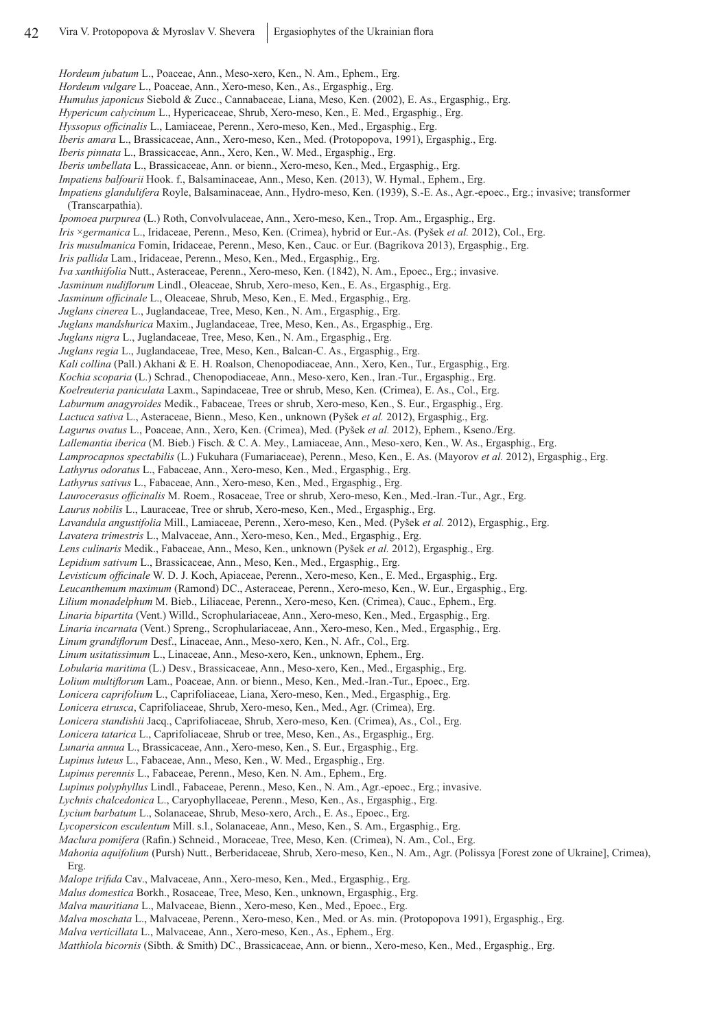*Hordeum jubatum* L., Poaceae, Ann., Meso-xero, Ken., N. Am., Ephem., Erg.
*Hordeum vulgare* L., Poaceae, Ann., Xero-meso, Ken., As., Ergasphig., Erg.
*Humulus japonicus* Siebold & Zucc., Cannabaceae, Liana, Meso, Ken. (2002), E. As., Ergasphig., Erg.
*Hypericum calycinum* L., Hypericaceae, Shrub, Xero-meso, Ken., E. Med., Ergasphig., Erg.
*Hyssopus officinalis* L., Lamiaceae, Perenn., Xero-meso, Ken., Med., Ergasphig., Erg.
*Iberis amara* L., Brassicaceae, Ann., Xero-meso, Ken., Med. (Protopopova, 1991), Ergasphig., Erg.
*Iberis pinnata* L., Brassicaceae, Ann., Xero, Ken., W. Med., Ergasphig., Erg.
*Iberis umbellata* L., Brassicaceae, Ann. or bienn., Xero-meso, Ken., Med., Ergasphig., Erg.
*Impatiens balfourii* Hook. f., Balsaminaceae, Ann., Meso, Ken. (2013), W. Hymal., Ephem., Erg.
*Impatiens glandulifera* Royle, Balsaminaceae, Ann., Hydro-meso, Ken. (1939), S.-E. As., Agr.-epoec., Erg.; invasive; transformer (Transcarpathia).
*Ipomoea purpurea* (L.) Roth, Convolvulaceae, Ann., Xero-meso, Ken., Trop. Am., Ergasphig., Erg.
*Iris ×germanica* L., Iridaceae, Perenn., Meso, Ken. (Crimea), hybrid or Eur.-As. (Pyšek *et al.* 2012), Col., Erg.
*Iris musulmanica* Fomin, Iridaceae, Perenn., Meso, Ken., Cauc. or Eur. (Bagrikova 2013), Ergasphig., Erg.
*Iris pallida* Lam., Iridaceae, Perenn., Meso, Ken., Med., Ergasphig., Erg.
*Iva xanthiifolia* Nutt., Asteraceae, Perenn., Xero-meso, Ken. (1842), N. Am., Epoec., Erg.; invasive.
*Jasminum nudiflorum* Lindl., Oleaceae, Shrub, Xero-meso, Ken., E. As., Ergasphig., Erg.
*Jasminum officinale* L., Oleaceae, Shrub, Meso, Ken., E. Med., Ergasphig., Erg.
*Juglans cinerea* L., Juglandaceae, Tree, Meso, Ken., N. Am., Ergasphig., Erg.
*Juglans mandshurica* Maxim., Juglandaceae, Tree, Meso, Ken., As., Ergasphig., Erg.
*Juglans nigra* L., Juglandaceae, Tree, Meso, Ken., N. Am., Ergasphig., Erg.
*Juglans regia* L., Juglandaceae, Tree, Meso, Ken., Balcan-C. As., Ergasphig., Erg.
*Kali collina* (Pall.) Akhani & E. H. Roalson, Chenopodiaceae, Ann., Xero, Ken., Tur., Ergasphig., Erg.
*Kochia scoparia* (L.) Schrad., Chenopodiaceae, Ann., Meso-xero, Ken., Iran.-Tur., Ergasphig., Erg.
*Koelreuteria paniculata* Laxm., Sapindaceae, Tree or shrub, Meso, Ken. (Crimea), E. As., Col., Erg.
*Laburnum anagyroides* Medik., Fabaceae, Trees or shrub, Xero-meso, Ken., S. Eur., Ergasphig., Erg.
*Lactuca sativa* L., Asteraceae, Bienn., Meso, Ken., unknown (Pyšek *et al.* 2012), Ergasphig., Erg.
*Lagurus ovatus* L., Poaceae, Ann., Xero, Ken. (Crimea), Med. (Pyšek *et al.* 2012), Ephem., Kseno./Erg.
*Lallemantia iberica* (M. Bieb.) Fisch. & C. A. Mey., Lamiaceae, Ann., Meso-xero, Ken., W. As., Ergasphig., Erg.
*Lamprocapnos spectabilis* (L.) Fukuhara (Fumariaceae), Perenn., Meso, Ken., E. As. (Mayorov *et al.* 2012), Ergasphig., Erg.
*Lathyrus odoratus* L., Fabaceae, Ann., Xero-meso, Ken., Med., Ergasphig., Erg.
*Lathyrus sativus* L., Fabaceae, Ann., Xero-meso, Ken., Med., Ergasphig., Erg.
*Laurocerasus officinalis* M. Roem., Rosaceae, Tree or shrub, Xero-meso, Ken., Med.-Iran.-Tur., Agr., Erg.
*Laurus nobilis* L., Lauraceae, Tree or shrub, Xero-meso, Ken., Med., Ergasphig., Erg.
*Lavandula angustifolia* Mill., Lamiaceae, Perenn., Xero-meso, Ken., Med. (Pyšek *et al.* 2012), Ergasphig., Erg.
*Lavatera trimestris* L., Malvaceae, Ann., Xero-meso, Ken., Med., Ergasphig., Erg.
*Lens culinaris* Medik., Fabaceae, Ann., Meso, Ken., unknown (Pyšek *et al.* 2012), Ergasphig., Erg.
*Lepidium sativum* L., Brassicaceae, Ann., Meso, Ken., Med., Ergasphig., Erg.
*Levisticum officinale* W. D. J. Koch, Apiaceae, Perenn., Xero-meso, Ken., E. Med., Ergasphig., Erg.
*Leucanthemum maximum* (Ramond) DC., Asteraceae, Perenn., Xero-meso, Ken., W. Eur., Ergasphig., Erg.
*Lilium monadelphum* M. Bieb., Liliaceae, Perenn., Xero-meso, Ken. (Crimea), Cauc., Ephem., Erg.
*Linaria bipartita* (Vent.) Willd., Scrophulariaceae, Ann., Xero-meso, Ken., Med., Ergasphig., Erg.
*Linaria incarnata* (Vent.) Spreng., Scrophulariaceae, Ann., Xero-meso, Ken., Med., Ergasphig., Erg.
*Linum grandiflorum* Desf., Linaceae, Ann., Meso-xero, Ken., N. Afr., Col., Erg.
*Linum usitatissimum* L., Linaceae, Ann., Meso-xero, Ken., unknown, Ephem., Erg.
*Lobularia maritima* (L.) Desv., Brassicaceae, Ann., Meso-xero, Ken., Med., Ergasphig., Erg.
*Lolium multiflorum* Lam., Poaceae, Ann. or bienn., Meso, Ken., Med.-Iran.-Tur., Epoec., Erg.
*Lonicera caprifolium* L., Caprifoliaceae, Liana, Xero-meso, Ken., Med., Ergasphig., Erg.
*Lonicera etrusca*, Caprifoliaceae, Shrub, Xero-meso, Ken., Med., Agr. (Crimea), Erg.
*Lonicera standishii* Jacq., Caprifoliaceae, Shrub, Xero-meso, Ken. (Crimea), As., Col., Erg.
*Lonicera tatarica* L., Caprifoliaceae, Shrub or tree, Meso, Ken., As., Ergasphig., Erg.
*Lunaria annua* L., Brassicaceae, Ann., Xero-meso, Ken., S. Eur., Ergasphig., Erg.
*Lupinus luteus* L., Fabaceae, Ann., Meso, Ken., W. Med., Ergasphig., Erg.
*Lupinus perennis* L., Fabaceae, Perenn., Meso, Ken. N. Am., Ephem., Erg.
*Lupinus polyphyllus* Lindl., Fabaceae, Perenn., Meso, Ken., N. Am., Agr.-epoec., Erg.; invasive.
*Lychnis chalcedonica* L., Caryophyllaceae, Perenn., Meso, Ken., As., Ergasphig., Erg.
*Lycium barbatum* L., Solanaceae, Shrub, Meso-xero, Arch., E. As., Epoec., Erg.
*Lycopersicon esculentum* Mill. s.l., Solanaceae, Ann., Meso, Ken., S. Am., Ergasphig., Erg.
*Maclura pomifera* (Rafin.) Schneid., Moraceae, Tree, Meso, Ken. (Crimea), N. Am., Col., Erg.
*Mahonia aquifolium* (Pursh) Nutt., Berberidaceae, Shrub, Xero-meso, Ken., N. Am., Agr. (Polissya [Forest zone of Ukraine], Crimea), Erg.
*Malope trifida* Cav., Malvaceae, Ann., Xero-meso, Ken., Med., Ergasphig., Erg.
*Malus domestica* Borkh., Rosaceae, Tree, Meso, Ken., unknown, Ergasphig., Erg.
*Malva mauritiana* L., Malvaceae, Bienn., Xero-meso, Ken., Med., Epoec., Erg.
*Malva moschata* L., Malvaceae, Perenn., Xero-meso, Ken., Med. or As. min. (Protopopova 1991), Ergasphig., Erg.
*Malva verticillata* L., Malvaceae, Ann., Xero-meso, Ken., As., Ephem., Erg.
*Matthiola bicornis* (Sibth. & Smith) DC., Brassicaceae, Ann. or bienn., Xero-meso, Ken., Med., Ergasphig., Erg.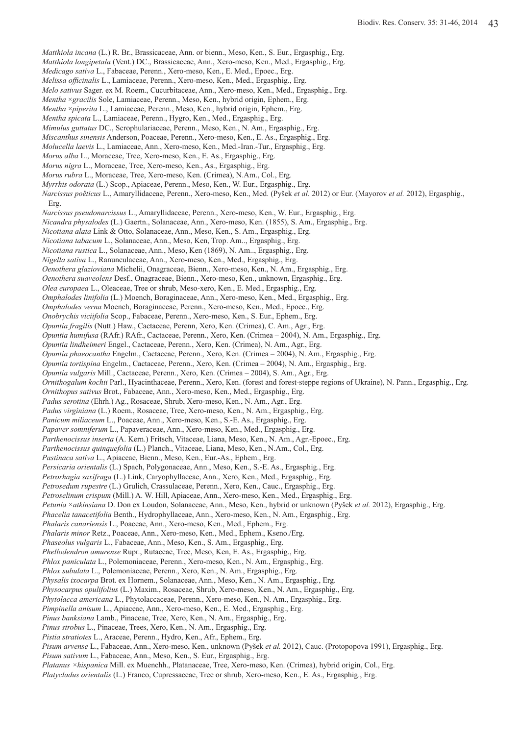*Matthiola incana* (L.) R. Br., Brassicaceae, Ann. or bienn., Meso, Ken., S. Eur., Ergasphig., Erg.
*Matthiola longipetala* (Vent.) DC., Brassicaceae, Ann., Xero-meso, Ken., Med., Ergasphig., Erg.
*Medicago sativa* L., Fabaceae, Perenn., Xero-meso, Ken., E. Med., Epoec., Erg.
*Melissa officinalis* L., Lamiaceae, Perenn., Xero-meso, Ken., Med., Ergasphig., Erg.
*Melo sativus* Sager. ex M. Roem., Cucurbitaceae, Ann., Xero-meso, Ken., Med., Ergasphig., Erg.
*Mentha ×gracilis* Sole, Lamiaceae, Perenn., Meso, Ken., hybrid origin, Ephem., Erg.
*Mentha ×piperita* L., Lamiaceae, Perenn., Meso, Ken., hybrid origin, Ephem., Erg.
*Mentha spicata* L., Lamiaceae, Perenn., Hygro, Ken., Med., Ergasphig., Erg.
*Mimulus guttatus* DC., Scrophulariaceae, Perenn., Meso, Ken., N. Am., Ergasphig., Erg.
*Miscanthus sinensis* Anderson, Poaceae, Perenn., Xero-meso, Ken., E. As., Ergasphig., Erg.
*Molucella laevis* L., Lamiaceae, Ann., Xero-meso, Ken., Med.-Iran.-Tur., Ergasphig., Erg.
*Morus alba* L., Moraceae, Tree, Xero-meso, Ken., E. As., Ergasphig., Erg.
*Morus nigra* L., Moraceae, Tree, Xero-meso, Ken., As., Ergasphig., Erg.
*Morus rubra* L., Moraceae, Tree, Xero-meso, Ken. (Crimea), N.Am., Col., Erg.
*Myrrhis odorata* (L.) Scop., Apiaceae, Perenn., Meso, Ken., W. Eur., Ergasphig., Erg.
*Narcissus poëticus* L., Amaryllidaceae, Perenn., Xero-meso, Ken., Med. (Pyšek *et al.* 2012) or Eur. (Mayorov *et al.* 2012), Ergasphig., Erg.
*Narcissus pseudonarcissus* L., Amaryllidaceae, Perenn., Xero-meso, Ken., W. Eur., Ergasphig., Erg.
*Nicandra physalodes* (L.) Gaertn., Solanaceae, Ann., Xero-meso, Ken. (1855), S. Am., Ergasphig., Erg.
*Nicotiana alata* Link & Otto, Solanaceae, Ann., Meso, Ken., S. Am., Ergasphig., Erg.
*Nicotiana tabacum* L., Solanaceae, Ann., Meso, Ken, Trop. Am.., Ergasphig., Erg.
*Nicotiana rustica* L., Solanaceae, Ann., Meso, Ken (1869), N. Am.., Ergasphig., Erg.
*Nigella sativa* L., Ranunculaceae, Ann., Xero-meso, Ken., Med., Ergasphig., Erg.
*Oenothera glazioviana* Michelii, Onagraceae, Bienn., Xero-meso, Ken., N. Am., Ergasphig., Erg.
*Oenothera suaveolens* Desf., Onagraceae, Bienn., Xero-meso, Ken., unknown, Ergasphig., Erg.
*Olea europaea* L., Oleaceae, Tree or shrub, Meso-xero, Ken., E. Med., Ergasphig., Erg.
*Omphalodes linifolia* (L.) Moench, Boraginaceae, Ann., Xero-meso, Ken., Med., Ergasphig., Erg.
*Omphalodes verna* Moench, Boraginaceae, Perenn., Xero-meso, Ken., Med., Epoec., Erg.
*Onobrychis viciifolia* Scop., Fabaceae, Perenn., Xero-meso, Ken., S. Eur., Ephem., Erg.
*Opuntia fragilis* (Nutt.) Haw., Cactaceae, Perenn, Xero, Ken. (Crimea), C. Am., Agr., Erg.
*Opuntia humifusa* (RAfr.) RAfr., Cactaceae, Perenn., Xero, Ken. (Crimea – 2004), N. Am., Ergasphig., Erg.
*Opuntia lindheimeri* Engel., Cactaceae, Perenn., Xero, Ken. (Crimea), N. Am., Agr., Erg.
*Opuntia phaeocantha* Engelm., Cactaceae, Perenn., Xero, Ken. (Crimea – 2004), N. Am., Ergasphig., Erg.
*Opuntia tortispina* Engelm., Cactaceae, Perenn., Xero, Ken. (Crimea – 2004), N. Am., Ergasphig., Erg.
*Opuntia vulgaris* Mill., Cactaceae, Perenn., Xero, Ken. (Crimea – 2004), S. Am., Agr., Erg.
*Ornithogalum kochii* Parl., Hyacinthaceae, Perenn., Xero, Ken. (forest and forest-steppe regions of Ukraine), N. Pann., Ergasphig., Erg.
*Ornithopus sativus* Brot., Fabaceae, Ann., Xero-meso, Ken., Med., Ergasphig., Erg.
*Padus serotina* (Ehrh.) Ag., Rosaceae, Shrub, Xero-meso, Ken., N. Am., Agr., Erg.
*Padus virginiana* (L.) Roem., Rosaceae, Tree, Xero-meso, Ken., N. Am., Ergasphig., Erg.
*Panicum miliaceum* L., Poaceae, Ann., Xero-meso, Ken., S.-E. As., Ergasphig., Erg.
*Papaver somniferum* L., Papaveraceae, Ann., Xero-meso, Ken., Med., Ergasphig., Erg.
*Parthenocissus inserta* (A. Kern.) Fritsch, Vitaceae, Liana, Meso, Ken., N. Am., Agr.-Epoec., Erg.
*Parthenocissus quinquefolia* (L.) Planch., Vitaceae, Liana, Meso, Ken., N.Am., Col., Erg.
*Pastinaca sativa* L., Apiaceae, Bienn., Meso, Ken., Eur.-As., Ephem., Erg.
*Persicaria orientalis* (L.) Spach, Polygonaceae, Ann., Meso, Ken., S.-E. As., Ergasphig., Erg.
*Petrorhagia saxifraga* (L.) Link, Caryophyllaceae, Ann., Xero, Ken., Med., Ergasphig., Erg.
*Petrosedum rupestre* (L.) Grulich, Crassulaceae, Perenn., Xero, Ken., Cauc., Ergasphig., Erg.
*Petroselinum crispum* (Mill.) A. W. Hill, Apiaceae, Ann., Xero-meso, Ken., Med., Ergasphig., Erg.
*Petunia ×atkinsiana* D. Don ex Loudon, Solanaceae, Ann., Meso, Ken., hybrid or unknown (Pyšek *et al.* 2012), Ergasphig., Erg.
*Phacelia tanacetifolia* Benth., Hydrophyllaceae, Ann., Xero-meso, Ken., N. Am., Ergasphig., Erg.
*Phalaris canariensis* L., Poaceae, Ann., Xero-meso, Ken., Med., Ephem., Erg.
*Phalaris minor* Retz., Poaceae, Ann., Xero-meso, Ken., Med., Ephem., Kseno./Erg.
*Phaseolus vulgaris* L., Fabaceae, Ann., Meso, Ken., S. Am., Ergasphig., Erg.
*Phellodendron amurense* Rupr., Rutaceae, Tree, Meso, Ken, E. As., Ergasphig., Erg.
*Phlox paniculata* L., Polemoniaceae, Perenn., Xero-meso, Ken., N. Am., Ergasphig., Erg.
*Phlox subulata* L., Polemoniaceae, Perenn., Xero, Ken., N. Am., Ergasphig., Erg.
*Physalis ixocarpa* Brot. ex Hornem., Solanaceae, Ann., Meso, Ken., N. Am., Ergasphig., Erg.
*Physocarpus opulifolius* (L.) Maxim., Rosaceae, Shrub, Xero-meso, Ken., N. Am., Ergasphig., Erg.
*Phytolacca americana* L., Phytolaccaceae, Perenn., Xero-meso, Ken., N. Am., Ergasphig., Erg.
*Pimpinella anisum* L., Apiaceae, Ann., Xero-meso, Ken., E. Med., Ergasphig., Erg.
*Pinus banksiana* Lamb., Pinaceae, Tree, Xero, Ken., N. Am., Ergasphig., Erg.
*Pinus strobus* L., Pinaceae, Trees, Xero, Ken., N. Am., Ergasphig., Erg.
*Pistia stratiotes* L., Araceae, Perenn., Hydro, Ken., Afr., Ephem., Erg.
*Pisum arvense* L., Fabaceae, Ann., Xero-meso, Ken., unknown (Pyšek *et al.* 2012), Cauc. (Protopopova 1991), Ergasphig., Erg.
*Pisum sativum* L., Fabaceae, Ann., Meso, Ken., S. Eur., Ergasphig., Erg.
*Platanus ×hispanica* Mill. ex Muenchh., Platanaceae, Tree, Xero-meso, Ken. (Crimea), hybrid origin, Col., Erg.
*Platycladus orientalis* (L.) Franco, Cupressaceae, Tree or shrub, Xero-meso, Ken., E. As., Ergasphig., Erg.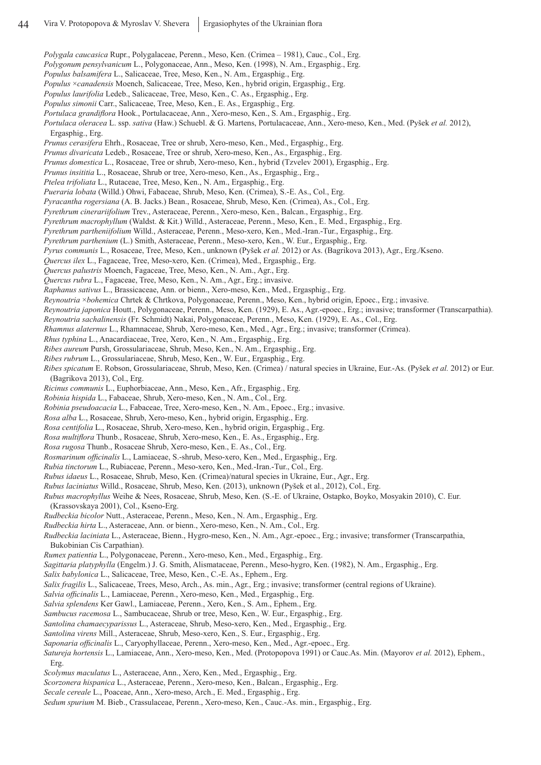*Polygala caucasica* Rupr., Polygalaceae, Perenn., Meso, Ken. (Crimea – 1981), Cauc., Col., Erg.
*Polygonum pensylvanicum* L., Polygonaceae, Ann., Meso, Ken. (1998), N. Am., Ergasphig., Erg.
*Populus balsamifera* L., Salicaceae, Tree, Meso, Ken., N. Am., Ergasphig., Erg.
*Populus ×canadensis* Moench, Salicaceae, Tree, Meso, Ken., hybrid origin, Ergasphig., Erg.
*Populus laurifolia* Ledeb., Salicaceae, Tree, Meso, Ken., C. As., Ergasphig., Erg.
*Populus simonii* Carr., Salicaceae, Tree, Meso, Ken., E. As., Ergasphig., Erg.
*Portulaca grandiflora* Hook., Portulacaceae, Ann., Xero-meso, Ken., S. Am., Ergasphig., Erg.
*Portulaca oleracea* L. ssp. *sativa* (Haw.) Schuebl. & G. Martens, Portulacaceae, Ann., Xero-meso, Ken., Med. (Pyšek *et al.* 2012), Ergasphig., Erg.
*Prunus cerasifera* Ehrh., Rosaceae, Tree or shrub, Xero-meso, Ken., Med., Ergasphig., Erg.
*Prunus divaricata* Ledeb., Rosaceae, Tree or shrub, Xero-meso, Ken., As., Ergasphig., Erg.
*Prunus domestica* L., Rosaceae, Tree or shrub, Xero-meso, Ken., hybrid (Tzvelev 2001), Ergasphig., Erg.
*Prunus insititia* L., Rosaceae, Shrub or tree, Xero-meso, Ken., As., Ergasphig., Erg.,
*Ptelea trifoliata* L., Rutaceae, Tree, Meso, Ken., N. Am., Ergasphig., Erg.
*Pueraria lobata* (Willd.) Ohwi, Fabaceae, Shrub, Meso, Ken. (Crimea), S.-E. As., Col., Erg.
*Pyracantha rogersiana* (A. B. Jacks.) Bean., Rosaceae, Shrub, Meso, Ken. (Crimea), As., Col., Erg.
*Pyrethrum cinerariifolium* Trev., Asteraceae, Perenn., Xero-meso, Ken., Balcan., Ergasphig., Erg.
*Pyrethrum macrophyllum* (Waldst. & Kit.) Willd., Asteraceae, Perenn., Meso, Ken., E. Med., Ergasphig., Erg.
*Pyrethrum partheniifolium* Willd., Asteraceae, Perenn., Meso-xero, Ken., Med.-Iran.-Tur., Ergasphig., Erg.
*Pyrethrum parthenium* (L.) Smith, Asteraceae, Perenn., Meso-xero, Ken., W. Eur., Ergasphig., Erg.
*Pyrus communis* L., Rosaceae, Tree, Meso, Ken., unknown (Pyšek *et al.* 2012) or As. (Bagrikova 2013), Agr., Erg./Kseno.
*Quercus ilex* L., Fagaceae, Tree, Meso-xero, Ken. (Crimea), Med., Ergasphig., Erg.
*Quercus palustris* Moench, Fagaceae, Tree, Meso, Ken., N. Am., Agr., Erg.
*Quercus rubra* L., Fagaceae, Tree, Meso, Ken., N. Am., Agr., Erg.; invasive.
*Raphanus sativus* L., Brassicaceae, Ann. or bienn., Xero-meso, Ken., Med., Ergasphig., Erg.
*Reynoutria ×bohemica* Chrtek & Chrtkova, Polygonaceae, Perenn., Meso, Ken., hybrid origin, Epoec., Erg.; invasive.
*Reynoutria japonica* Houtt., Polygonaceae, Perenn., Meso, Ken. (1929), E. As., Agr.-epoec., Erg.; invasive; transformer (Transcarpathia).
*Reynoutria sachalinensis* (Fr. Schmidt) Nakai, Polygonaceae, Perenn., Meso, Ken. (1929), E. As., Col., Erg.
*Rhamnus alaternus* L., Rhamnaceae, Shrub, Xero-meso, Ken., Med., Agr., Erg.; invasive; transformer (Crimea).
*Rhus typhina* L., Anacardiaceae, Tree, Xero, Ken., N. Am., Ergasphig., Erg.
*Ribes aureum* Pursh, Grossulariaceae, Shrub, Meso, Ken., N. Am., Ergasphig., Erg.
*Ribes rubrum* L., Grossulariaceae, Shrub, Meso, Ken., W. Eur., Ergasphig., Erg.
*Ribes spicatum* E. Robson, Grossulariaceae, Shrub, Meso, Ken. (Crimea) / natural species in Ukraine, Eur.-As. (Pyšek *et al.* 2012) or Eur. (Bagrikova 2013), Col., Erg.
*Ricinus communis* L., Euphorbiaceae, Ann., Meso, Ken., Afr., Ergasphig., Erg.
*Robinia hispida* L., Fabaceae, Shrub, Xero-meso, Ken., N. Am., Col., Erg.
*Robinia pseudoacacia* L., Fabaceae, Tree, Xero-meso, Ken., N. Am., Epoec., Erg.; invasive.
*Rosa alba* L., Rosaceae, Shrub, Xero-meso, Ken., hybrid origin, Ergasphig., Erg.
*Rosa centifolia* L., Rosaceae, Shrub, Xero-meso, Ken., hybrid origin, Ergasphig., Erg.
*Rosa multiflora* Thunb., Rosaceae, Shrub, Xero-meso, Ken., E. As., Ergasphig., Erg.
*Rosa rugosa* Thunb., Rosaceae Shrub, Xero-meso, Ken., E. As., Col., Erg.
*Rosmarinum officinalis* L., Lamiaceae, S.-shrub, Meso-xero, Ken., Med., Ergasphig., Erg.
*Rubia tinctorum* L., Rubiaceae, Perenn., Meso-xero, Ken., Med.-Iran.-Tur., Col., Erg.
*Rubus idaeus* L., Rosaceae, Shrub, Meso, Ken. (Crimea)/natural species in Ukraine, Eur., Agr., Erg.
*Rubus laciniatus* Willd., Rosaceae, Shrub, Meso, Ken. (2013), unknown (Pyšek et al., 2012), Col., Erg.
*Rubus macrophyllus* Weihe & Nees, Rosaceae, Shrub, Meso, Ken. (S.-E. of Ukraine, Ostapko, Boyko, Mosyakin 2010), C. Eur. (Krassovskaya 2001), Col., Kseno-Erg.
*Rudbeckia bicolor* Nutt., Asteraceae, Perenn., Meso, Ken., N. Am., Ergasphig., Erg.
*Rudbeckia hirta* L., Asteraceae, Ann. or bienn., Xero-meso, Ken., N. Am., Col., Erg.
*Rudbeckia laciniata* L., Asteraceae, Bienn., Hygro-meso, Ken., N. Am., Agr.-epoec., Erg.; invasive; transformer (Transcarpathia, Bukobinian Cis Carpathian).
*Rumex patientia* L., Polygonaceae, Perenn., Xero-meso, Ken., Med., Ergasphig., Erg.
*Sagittaria platyphylla* (Engelm.) J. G. Smith, Alismataceae, Perenn., Meso-hygro, Ken. (1982), N. Am., Ergasphig., Erg.
*Salix babylonica* L., Salicaceae, Tree, Meso, Ken., C.-E. As., Ephem., Erg.
*Salix fragilis* L., Salicaceae, Trees, Meso, Arch., As. min., Agr., Erg.; invasive; transformer (central regions of Ukraine).
*Salvia officinalis* L., Lamiaceae, Perenn., Xero-meso, Ken., Med., Ergasphig., Erg.
*Salvia splendens* Ker Gawl., Lamiaceae, Perenn., Xero, Ken., S. Am., Ephem., Erg.
*Sambucus racemosa* L., Sambucaceae, Shrub or tree, Meso, Ken., W. Eur., Ergasphig., Erg.
*Santolina chamaecyparissus* L., Asteraceae, Shrub, Meso-xero, Ken., Med., Ergasphig., Erg.
*Santolina virens* Mill., Asteraceae, Shrub, Meso-xero, Ken., S. Eur., Ergasphig., Erg.
*Saponaria officinalis* L., Caryophyllaceae, Perenn., Xero-meso, Ken., Med., Agr.-epoec., Erg.
*Satureja hortensis* L., Lamiaceae, Ann., Xero-meso, Ken., Med. (Protopopova 1991) or Cauc.As. Min. (Mayorov *et al.* 2012), Ephem., Erg.
*Scolymus maculatus* L., Asteraceae, Ann., Xero, Ken., Med., Ergasphig., Erg.
*Scorzonera hispanica* L., Asteraceae, Perenn., Xero-meso, Ken., Balcan., Ergasphig., Erg.
*Secale cereale* L., Poaceae, Ann., Xero-meso, Arch., E. Med., Ergasphig., Erg.
*Sedum spurium* M. Bieb., Crassulaceae, Perenn., Xero-meso, Ken., Cauc.-As. min., Ergasphig., Erg.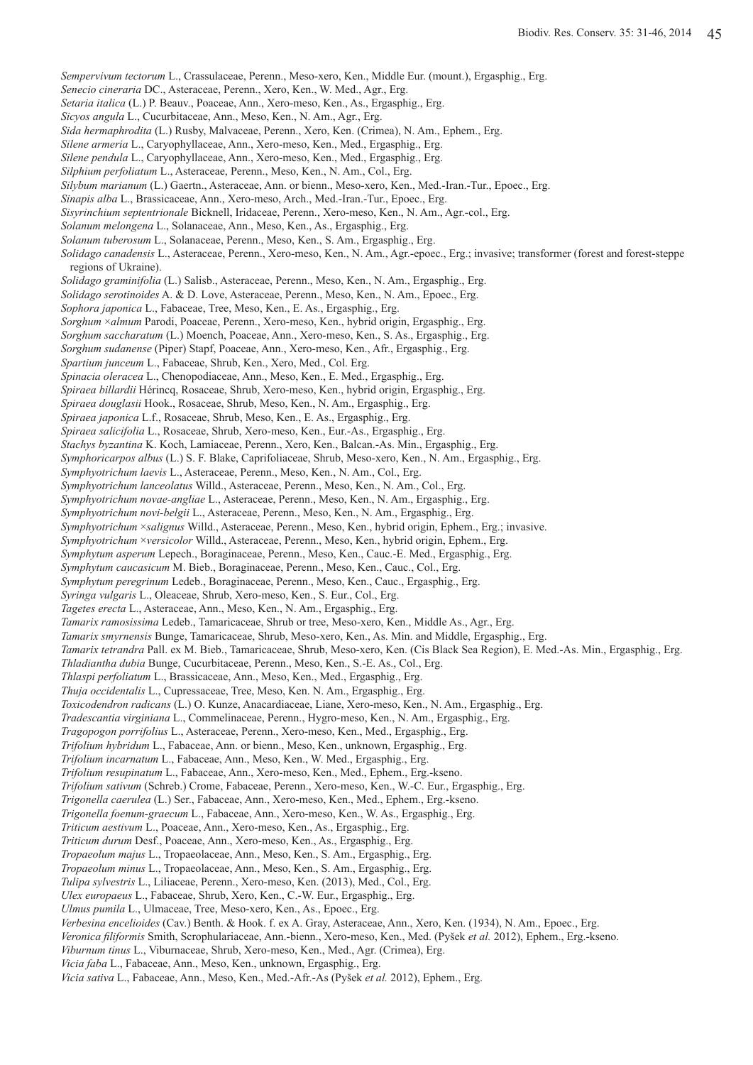*Sempervivum tectorum* L., Crassulaceae, Perenn., Meso-xero, Ken., Middle Eur. (mount.), Ergasphig., Erg.
*Senecio cineraria* DC., Asteraceae, Perenn., Xero, Ken., W. Med., Agr., Erg.
*Setaria italica* (L.) P. Beauv., Poaceae, Ann., Xero-meso, Ken., As., Ergasphig., Erg.
*Sicyos angula* L., Cucurbitaceae, Ann., Meso, Ken., N. Am., Agr., Erg.
*Sida hermaphrodita* (L.) Rusby, Malvaceae, Perenn., Xero, Ken. (Crimea), N. Am., Ephem., Erg.
*Silene armeria* L., Caryophyllaceae, Ann., Xero-meso, Ken., Med., Ergasphig., Erg.
*Silene pendula* L., Caryophyllaceae, Ann., Xero-meso, Ken., Med., Ergasphig., Erg.
*Silphium perfoliatum* L., Asteraceae, Perenn., Meso, Ken., N. Am., Col., Erg.
*Silybum marianum* (L.) Gaertn., Asteraceae, Ann. or bienn., Meso-xero, Ken., Med.-Iran.-Tur., Epoec., Erg.
*Sinapis alba* L., Brassicaceae, Ann., Xero-meso, Arch., Med.-Iran.-Tur., Epoec., Erg.
*Sisyrinchium septentrionale* Bicknell, Iridaceae, Perenn., Xero-meso, Ken., N. Am., Agr.-col., Erg.
*Solanum melongena* L., Solanaceae, Ann., Meso, Ken., As., Ergasphig., Erg.
*Solanum tuberosum* L., Solanaceae, Perenn., Meso, Ken., S. Am., Ergasphig., Erg.
*Solidago canadensis* L., Asteraceae, Perenn., Xero-meso, Ken., N. Am., Agr.-epoec., Erg.; invasive; transformer (forest and forest-steppe regions of Ukraine).
*Solidago graminifolia* (L.) Salisb., Asteraceae, Perenn., Meso, Ken., N. Am., Ergasphig., Erg.
*Solidago serotinoides* A. & D. Love, Asteraceae, Perenn., Meso, Ken., N. Am., Epoec., Erg.
*Sophora japonica* L., Fabaceae, Tree, Meso, Ken., E. As., Ergasphig., Erg.
*Sorghum ×almum* Parodi, Poaceae, Perenn., Xero-meso, Ken., hybrid origin, Ergasphig., Erg.
*Sorghum saccharatum* (L.) Moench, Poaceae, Ann., Xero-meso, Ken., S. As., Ergasphig., Erg.
*Sorghum sudanense* (Piper) Stapf, Poaceae, Ann., Xero-meso, Ken., Afr., Ergasphig., Erg.
*Spartium junceum* L., Fabaceae, Shrub, Ken., Xero, Med., Col. Erg.
*Spinacia oleracea* L., Chenopodiaceae, Ann., Meso, Ken., E. Med., Ergasphig., Erg.
*Spiraea billardii* Hérincq, Rosaceae, Shrub, Xero-meso, Ken., hybrid origin, Ergasphig., Erg.
*Spiraea douglasii* Hook., Rosaceae, Shrub, Meso, Ken., N. Am., Ergasphig., Erg.
*Spiraea japonica* L.f., Rosaceae, Shrub, Meso, Ken., E. As., Ergasphig., Erg.
*Spiraea salicifolia* L., Rosaceae, Shrub, Xero-meso, Ken., Eur.-As., Ergasphig., Erg.
*Stachys byzantina* K. Koch, Lamiaceae, Perenn., Xero, Ken., Balcan.-As. Min., Ergasphig., Erg.
*Symphoricarpos albus* (L.) S. F. Blake, Caprifoliaceae, Shrub, Meso-xero, Ken., N. Am., Ergasphig., Erg.
*Symphyotrichum laevis* L., Asteraceae, Perenn., Meso, Ken., N. Am., Col., Erg.
*Symphyotrichum lanceolatus* Willd., Asteraceae, Perenn., Meso, Ken., N. Am., Col., Erg.
*Symphyotrichum novae-angliae* L., Asteraceae, Perenn., Meso, Ken., N. Am., Ergasphig., Erg.
*Symphyotrichum novi-belgii* L., Asteraceae, Perenn., Meso, Ken., N. Am., Ergasphig., Erg.
*Symphyotrichum ×salignus* Willd., Asteraceae, Perenn., Meso, Ken., hybrid origin, Ephem., Erg.; invasive.
*Symphyotrichum ×versicolor* Willd., Asteraceae, Perenn., Meso, Ken., hybrid origin, Ephem., Erg.
*Symphytum asperum* Lepech., Boraginaceae, Perenn., Meso, Ken., Cauc.-E. Med., Ergasphig., Erg.
*Symphytum caucasicum* M. Bieb., Boraginaceae, Perenn., Meso, Ken., Cauc., Col., Erg.
*Symphytum peregrinum* Ledeb., Boraginaceae, Perenn., Meso, Ken., Cauc., Ergasphig., Erg.
*Syringa vulgaris* L., Oleaceae, Shrub, Xero-meso, Ken., S. Eur., Col., Erg.
*Tagetes erecta* L., Asteraceae, Ann., Meso, Ken., N. Am., Ergasphig., Erg.
*Tamarix ramosissima* Ledeb., Tamaricaceae, Shrub or tree, Meso-xero, Ken., Middle As., Agr., Erg.
*Tamarix smyrnensis* Bunge, Tamaricaceae, Shrub, Meso-xero, Ken., As. Min. and Middle, Ergasphig., Erg.
*Tamarix tetrandra* Pall. ex M. Bieb., Tamaricaceae, Shrub, Meso-xero, Ken. (Cis Black Sea Region), E. Med.-As. Min., Ergasphig., Erg.
*Thladiantha dubia* Bunge, Cucurbitaceae, Perenn., Meso, Ken., S.-E. As., Col., Erg.
*Thlaspi perfoliatum* L., Brassicaceae, Ann., Meso, Ken., Med., Ergasphig., Erg.
*Thuja occidentalis* L., Cupressaceae, Tree, Meso, Ken. N. Am., Ergasphig., Erg.
*Toxicodendron radicans* (L.) O. Kunze, Anacardiaceae, Liane, Xero-meso, Ken., N. Am., Ergasphig., Erg.
*Tradescantia virginiana* L., Commelinaceae, Perenn., Hygro-meso, Ken., N. Am., Ergasphig., Erg.
*Tragopogon porrifolius* L., Asteraceae, Perenn., Xero-meso, Ken., Med., Ergasphig., Erg.
*Trifolium hybridum* L., Fabaceae, Ann. or bienn., Meso, Ken., unknown, Ergasphig., Erg.
*Trifolium incarnatum* L., Fabaceae, Ann., Meso, Ken., W. Med., Ergasphig., Erg.
*Trifolium resupinatum* L., Fabaceae, Ann., Xero-meso, Ken., Med., Ephem., Erg.-kseno.
*Trifolium sativum* (Schreb.) Crome, Fabaceae, Perenn., Xero-meso, Ken., W.-C. Eur., Ergasphig., Erg.
*Trigonella caerulea* (L.) Ser., Fabaceae, Ann., Xero-meso, Ken., Med., Ephem., Erg.-kseno.
*Trigonella foenum-graecum* L., Fabaceae, Ann., Xero-meso, Ken., W. As., Ergasphig., Erg.
*Triticum aestivum* L., Poaceae, Ann., Xero-meso, Ken., As., Ergasphig., Erg.
*Triticum durum* Desf., Poaceae, Ann., Xero-meso, Ken., As., Ergasphig., Erg.
*Tropaeolum majus* L., Tropaeolaceae, Ann., Meso, Ken., S. Am., Ergasphig., Erg.
*Tropaeolum minus* L., Tropaeolaceae, Ann., Meso, Ken., S. Am., Ergasphig., Erg.
*Tulipa sylvestris* L., Liliaceae, Perenn., Xero-meso, Ken. (2013), Med., Col., Erg.
*Ulex europaeus* L., Fabaceae, Shrub, Xero, Ken., C.-W. Eur., Ergasphig., Erg.
*Ulmus pumila* L., Ulmaceae, Tree, Meso-xero, Ken., As., Epoec., Erg.
*Verbesina encelioides* (Cav.) Benth. & Hook. f. ex A. Gray, Asteraceae, Ann., Xero, Ken. (1934), N. Am., Epoec., Erg.
*Veronica filiformis* Smith, Scrophulariaceae, Ann.-bienn., Xero-meso, Ken., Med. (Pyšek *et al.* 2012), Ephem., Erg.-kseno.
*Viburnum tinus* L., Viburnaceae, Shrub, Xero-meso, Ken., Med., Agr. (Crimea), Erg.
*Vicia faba* L., Fabaceae, Ann., Meso, Ken., unknown, Ergasphig., Erg.
*Vicia sativa* L., Fabaceae, Ann., Meso, Ken., Med.-Afr.-As (Pyšek *et al.* 2012), Ephem., Erg.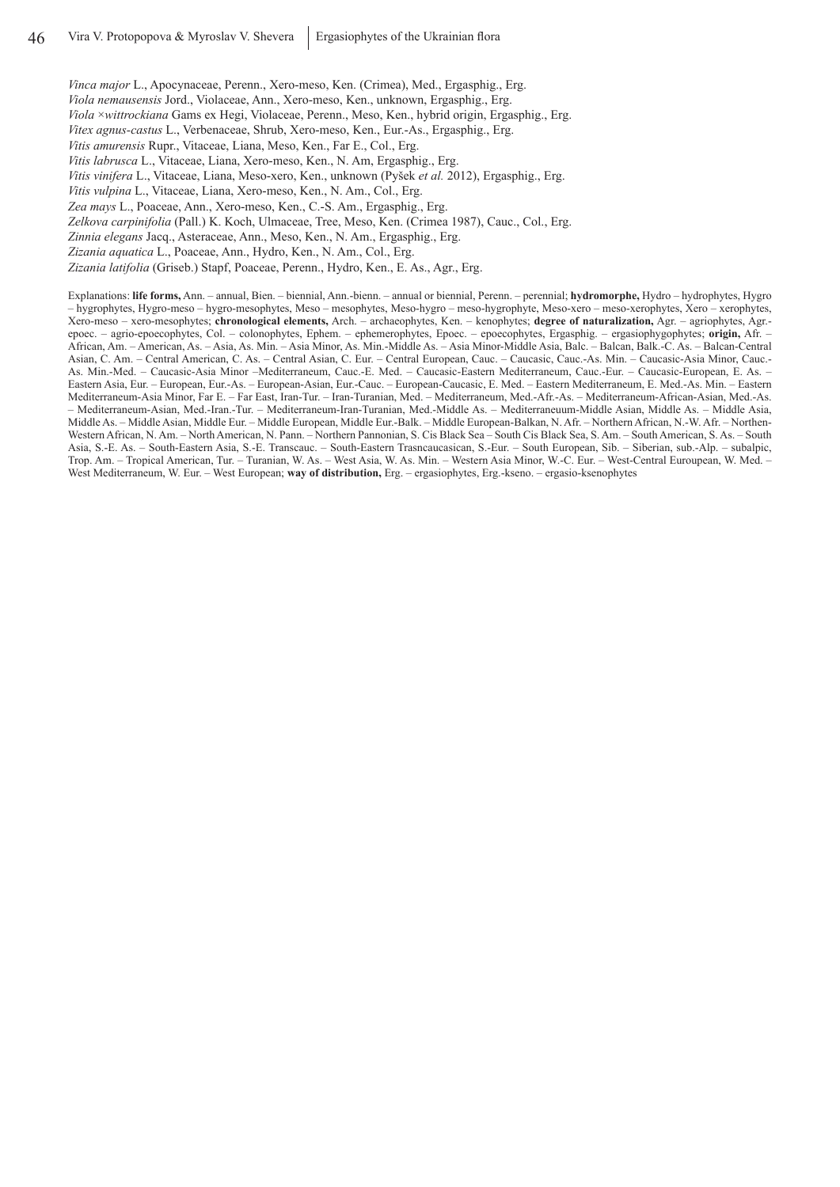*Vinca major* L., Apocynaceae, Perenn., Xero-meso, Ken. (Crimea), Med., Ergasphig., Erg.
*Viola nemausensis* Jord., Violaceae, Ann., Xero-meso, Ken., unknown, Ergasphig., Erg.
*Viola ×wittrockiana* Gams ex Hegi, Violaceae, Perenn., Meso, Ken., hybrid origin, Ergasphig., Erg.
*Vitex agnus-castus* L., Verbenaceae, Shrub, Xero-meso, Ken., Eur.-As., Ergasphig., Erg.
*Vitis amurensis* Rupr., Vitaceae, Liana, Meso, Ken., Far E., Col., Erg.
*Vitis labrusca* L., Vitaceae, Liana, Xero-meso, Ken., N. Am, Ergasphig., Erg.
*Vitis vinifera* L., Vitaceae, Liana, Meso-xero, Ken., unknown (Pyšek *et al.* 2012), Ergasphig., Erg.
*Vitis vulpina* L., Vitaceae, Liana, Xero-meso, Ken., N. Am., Col., Erg.
*Zea mays* L., Poaceae, Ann., Xero-meso, Ken., C.-S. Am., Ergasphig., Erg.
*Zelkova carpinifolia* (Pall.) K. Koch, Ulmaceae, Tree, Meso, Ken. (Crimea 1987), Cauc., Col., Erg.
*Zinnia elegans* Jacq., Asteraceae, Ann., Meso, Ken., N. Am., Ergasphig., Erg.
*Zizania aquatica* L., Poaceae, Ann., Hydro, Ken., N. Am., Col., Erg.
*Zizania latifolia* (Griseb.) Stapf, Poaceae, Perenn., Hydro, Ken., E. As., Agr., Erg.

Explanations: **life forms,** Ann. – annual, Bien. – biennial, Ann.-bienn. – annual or biennial, Perenn. – perennial; **hydromorphe,** Hydro – hydrophytes, Hygro – hygrophytes, Hygro-meso – hygro-mesophytes, Meso – mesophytes, Meso-hygro – meso-hygrophyte, Meso-xero – meso-xerophytes, Xero – xerophytes, Xero-meso – xero-mesophytes; **chronological elements,** Arch. – archaeophytes, Ken. – kenophytes; **degree of naturalization,** Agr. – agriophytes, Agr.-epoec. – agrio-epoecophytes, Col. – colonophytes, Ephem. – ephemerophytes, Epoec. – epoecophytes, Ergasphig. – ergasiophygophytes; **origin,** Afr. – African, Am. – American, As. – Asia, As. Min. – Asia Minor, As. Min.-Middle As. – Asia Minor-Middle Asia, Balc. – Balcan, Balk.-C. As. – Balcan-Central Asian, C. Am. – Central American, C. As. – Central Asian, C. Eur. – Central European, Cauc. – Caucasic, Cauc.-As. Min. – Caucasic-Asia Minor, Cauc.-As. Min.-Med. – Caucasic-Asia Minor –Mediterraneum, Cauc.-E. Med. – Caucasic-Eastern Mediterraneum, Cauc.-Eur. – Caucasic-European, E. As. – Eastern Asia, Eur. – European, Eur.-As. – European-Asian, Eur.-Cauc. – European-Caucasic, E. Med. – Eastern Mediterraneum, E. Med.-As. Min. – Eastern Mediterraneum-Asia Minor, Far E. – Far East, Iran-Tur. – Iran-Turanian, Med. – Mediterraneum, Med.-Afr.-As. – Mediterraneum-African-Asian, Med.-As. – Mediterraneum-Asian, Med.-Iran.-Tur. – Mediterraneum-Iran-Turanian, Med.-Middle As. – Mediterraneuum-Middle Asian, Middle As. – Middle Asia, Middle As. – Middle Asian, Middle Eur. – Middle European, Middle Eur.-Balk. – Middle European-Balkan, N. Afr. – Northern African, N.-W. Afr. – Northen-Western African, N. Am. – North American, N. Pann. – Northern Pannonian, S. Cis Black Sea – South Cis Black Sea, S. Am. – South American, S. As. – South Asia, S.-E. As. – South-Eastern Asia, S.-E. Transcauc. – South-Eastern Trasncaucasican, S.-Eur. – South European, Sib. – Siberian, sub.-Alp. – subalpic, Trop. Am. – Tropical American, Tur. – Turanian, W. As. – West Asia, W. As. Min. – Western Asia Minor, W.-C. Eur. – West-Central Euroupean, W. Med. – West Mediterraneum, W. Eur. – West European; **way of distribution,** Erg. – ergasiophytes, Erg.-kseno. – ergasio-ksenophytes